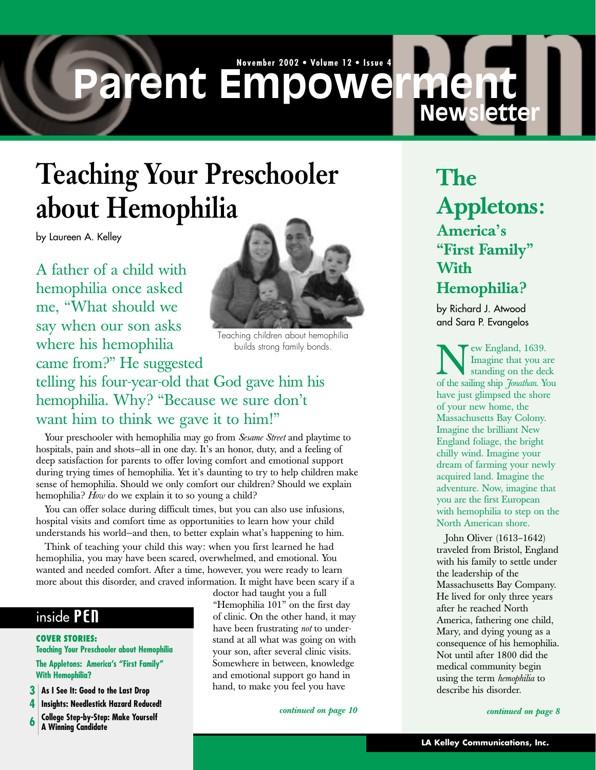# Parent Empowerment Newsletter

November 2002 • Volume 12 • Issue 4

# Teaching Your Preschooler about Hemophilia

by Laureen A. Kelley

A father of a child with hemophilia once asked me, "What should we say when our son asks where his hemophilia came from?" He suggested telling his four-year-old that God gave him his hemophilia. Why? "Because we sure don't want him to think we gave it to him!"

Teaching children about hemophilia builds strong family bonds.

Your preschooler with hemophilia may go from *Sesame Street* and playtime to hospitals, pain and shots—all in one day. It's an honor, duty, and a feeling of deep satisfaction for parents to offer loving comfort and emotional support during trying times of hemophilia. Yet it's daunting to try to help children make sense of hemophilia. Should we only comfort our children? Should we explain hemophilia? *How* do we explain it to so young a child?

You can offer solace during difficult times, but you can also use infusions, hospital visits and comfort time as opportunities to learn how your child understands his world—and then, to better explain what's happening to him.

Think of teaching your child this way: when you first learned he had hemophilia, you may have been scared, overwhelmed, and emotional. You wanted and needed comfort. After a time, however, you were ready to learn more about this disorder, and craved information. It might have been scary if a doctor had taught you a full "Hemophilia 101" on the first day of clinic. On the other hand, it may have been frustrating *not* to understand at all what was going on with your son, after several clinic visits. Somewhere in between, knowledge and emotional support go hand in hand, to make you feel you have

*continued on page 10*

## inside PEN

**COVER STORIES:**

**Teaching Your Preschooler about Hemophilia**

**The Appletons: America's "First Family" With Hemophilia?**

- **3** As I See It: Good to the Last Drop
- **4** Insights: Needlestick Hazard Reduced!
- **6** College Step-by-Step: Make Yourself A Winning Candidate

# The Appletons: America's "First Family" With Hemophilia?

by Richard J. Atwood and Sara P. Evangelos

New England, 1639. Imagine that you are standing on the deck of the sailing ship *Jonathan*. You have just glimpsed the shore of your new home, the Massachusetts Bay Colony. Imagine the brilliant New England foliage, the bright chilly wind. Imagine your dream of farming your newly acquired land. Imagine the adventure. Now, imagine that you are the first European with hemophilia to step on the North American shore.

John Oliver (1613–1642) traveled from Bristol, England with his family to settle under the leadership of the Massachusetts Bay Company. He lived for only three years after he reached North America, fathering one child, Mary, and dying young as a consequence of his hemophilia. Not until after 1800 did the medical community begin using the term *hemophilia* to describe his disorder.

*continued on page 8*

LA Kelley Communications, Inc.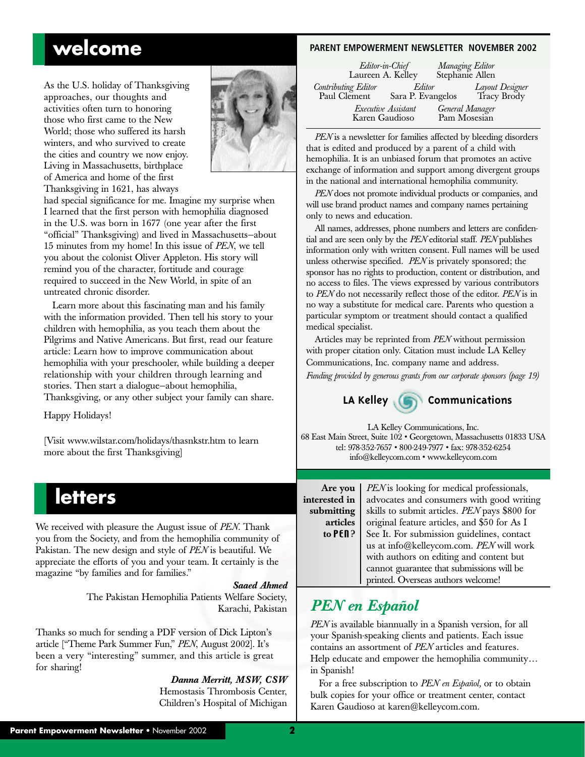# welcome

As the U.S. holiday of Thanksgiving approaches, our thoughts and activities often turn to honoring those who first came to the New World; those who suffered its harsh winters, and who survived to create the cities and country we now enjoy. Living in Massachusetts, birthplace of America and home of the first Thanksgiving in 1621, has always had special significance for me. Imagine my surprise when I learned that the first person with hemophilia diagnosed in the U.S. was born in 1677 (one year after the first "official" Thanksgiving) and lived in Massachusetts–about 15 minutes from my home! In this issue of *PEN*, we tell you about the colonist Oliver Appleton. His story will remind you of the character, fortitude and courage required to succeed in the New World, in spite of an untreated chronic disorder.

Learn more about this fascinating man and his family with the information provided. Then tell his story to your children with hemophilia, as you teach them about the Pilgrims and Native Americans. But first, read our feature article: Learn how to improve communication about hemophilia with your preschooler, while building a deeper relationship with your children through learning and stories. Then start a dialogue–about hemophilia, Thanksgiving, or any other subject your family can share.

Happy Holidays!

[Visit www.wilstar.com/holidays/thasnkstr.htm to learn more about the first Thanksgiving]

# letters

We received with pleasure the August issue of *PEN*. Thank you from the Society, and from the hemophilia community of Pakistan. The new design and style of *PEN* is beautiful. We appreciate the efforts of you and your team. It certainly is the magazine "by families and for families."

***Saaed Ahmed***
The Pakistan Hemophilia Patients Welfare Society,
Karachi, Pakistan

Thanks so much for sending a PDF version of Dick Lipton's article ["Theme Park Summer Fun," *PEN*, August 2002]. It's been a very "interesting" summer, and this article is great for sharing!

***Danna Merritt, MSW, CSW***
Hemostasis Thrombosis Center,
Children's Hospital of Michigan

**PARENT EMPOWERMENT NEWSLETTER NOVEMBER 2002**

*Editor-in-Chief* Laureen A. Kelley
*Managing Editor* Stephanie Allen
*Contributing Editor* Paul Clement
*Editor* Sara P. Evangelos
*Layout Designer* Tracy Brody
*Executive Assistant* Karen Gaudioso
*General Manager* Pam Mosesian

*PEN* is a newsletter for families affected by bleeding disorders that is edited and produced by a parent of a child with hemophilia. It is an unbiased forum that promotes an active exchange of information and support among divergent groups in the national and international hemophilia community.

*PEN* does not promote individual products or companies, and will use brand product names and company names pertaining only to news and education.

All names, addresses, phone numbers and letters are confidential and are seen only by the *PEN* editorial staff. *PEN* publishes information only with written consent. Full names will be used unless otherwise specified. *PEN* is privately sponsored; the sponsor has no rights to production, content or distribution, and no access to files. The views expressed by various contributors to *PEN* do not necessarily reflect those of the editor. *PEN* is in no way a substitute for medical care. Parents who question a particular symptom or treatment should contact a qualified medical specialist.

Articles may be reprinted from *PEN* without permission with proper citation only. Citation must include LA Kelley Communications, Inc. company name and address.

*Funding provided by generous grants from our corporate sponsors (page 19)*

**LA Kelley Communications**

LA Kelley Communications, Inc.
68 East Main Street, Suite 102 • Georgetown, Massachusetts 01833 USA
tel: 978-352-7657 • 800-249-7977 • fax: 978-352-6254
info@kelleycom.com • www.kelleycom.com

**Are you interested in submitting articles to PEN?**

*PEN* is looking for medical professionals, advocates and consumers with good writing skills to submit articles. *PEN* pays $800 for original feature articles, and $50 for As I See It. For submission guidelines, contact us at info@kelleycom.com. *PEN* will work with authors on editing and content but cannot guarantee that submissions will be printed. Overseas authors welcome!

## *PEN en Español*

*PEN* is available biannually in a Spanish version, for all your Spanish-speaking clients and patients. Each issue contains an assortment of *PEN* articles and features. Help educate and empower the hemophilia community… in Spanish!

For a free subscription to *PEN en Español,* or to obtain bulk copies for your office or treatment center, contact Karen Gaudioso at karen@kelleycom.com.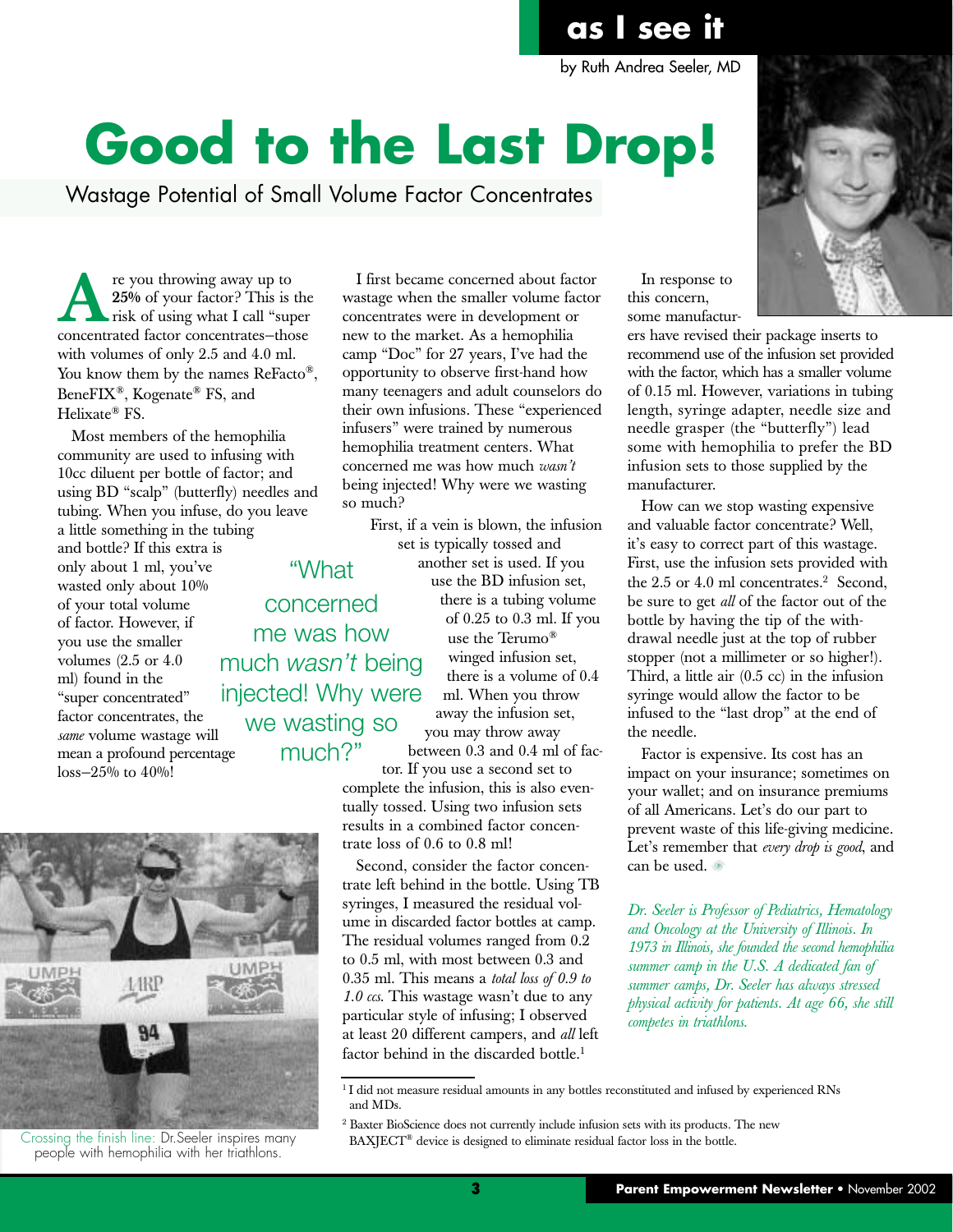as I see it

by Ruth Andrea Seeler, MD

# Good to the Last Drop!

## Wastage Potential of Small Volume Factor Concentrates

Are you throwing away up to **25%** of your factor? This is the risk of using what I call "super concentrated factor concentrates–those with volumes of only 2.5 and 4.0 ml. You know them by the names ReFacto®, BeneFIX®, Kogenate® FS, and Helixate® FS.

Most members of the hemophilia community are used to infusing with 10cc diluent per bottle of factor; and using BD "scalp" (butterfly) needles and tubing. When you infuse, do you leave a little something in the tubing and bottle? If this extra is only about 1 ml, you've wasted only about 10% of your total volume of factor. However, if you use the smaller volumes (2.5 or 4.0 ml) found in the "super concentrated" factor concentrates, the *same* volume wastage will mean a profound percentage loss–25% to 40%!

I first became concerned about factor wastage when the smaller volume factor concentrates were in development or new to the market. As a hemophilia camp "Doc" for 27 years, I've had the opportunity to observe first-hand how many teenagers and adult counselors do their own infusions. These "experienced infusers" were trained by numerous hemophilia treatment centers. What concerned me was how much *wasn't* being injected! Why were we wasting so much?

> "What concerned me was how much *wasn't* being injected! Why were we wasting so much?"

First, if a vein is blown, the infusion set is typically tossed and another set is used. If you use the BD infusion set, there is a tubing volume of 0.25 to 0.3 ml. If you use the Terumo® winged infusion set, there is a volume of 0.4 ml. When you throw away the infusion set, you may throw away between 0.3 and 0.4 ml of factor. If you use a second set to complete the infusion, this is also eventually tossed. Using two infusion sets results in a combined factor concentrate loss of 0.6 to 0.8 ml!

Second, consider the factor concentrate left behind in the bottle. Using TB syringes, I measured the residual volume in discarded factor bottles at camp. The residual volumes ranged from 0.2 to 0.5 ml, with most between 0.3 and 0.35 ml. This means a *total loss of 0.9 to 1.0 ccs.* This wastage wasn't due to any particular style of infusing; I observed at least 20 different campers, and *all* left factor behind in the discarded bottle.[1]

In response to this concern, some manufacturers have revised their package inserts to recommend use of the infusion set provided with the factor, which has a smaller volume of 0.15 ml. However, variations in tubing length, syringe adapter, needle size and needle grasper (the "butterfly") lead some with hemophilia to prefer the BD infusion sets to those supplied by the manufacturer.

How can we stop wasting expensive and valuable factor concentrate? Well, it's easy to correct part of this wastage. First, use the infusion sets provided with the 2.5 or 4.0 ml concentrates.[2] Second, be sure to get *all* of the factor out of the bottle by having the tip of the withdrawal needle just at the top of rubber stopper (not a millimeter or so higher!). Third, a little air (0.5 cc) in the infusion syringe would allow the factor to be infused to the "last drop" at the end of the needle.

Factor is expensive. Its cost has an impact on your insurance; sometimes on your wallet; and on insurance premiums of all Americans. Let's do our part to prevent waste of this life-giving medicine. Let's remember that *every drop is good*, and can be used.

*Dr. Seeler is Professor of Pediatrics, Hematology and Oncology at the University of Illinois. In 1973 in Illinois, she founded the second hemophilia summer camp in the U.S. A dedicated fan of summer camps, Dr. Seeler has always stressed physical activity for patients. At age 66, she still competes in triathlons.*

Crossing the finish line: Dr.Seeler inspires many people with hemophilia with her triathlons.

---

[1] I did not measure residual amounts in any bottles reconstituted and infused by experienced RNs and MDs.

[2] Baxter BioScience does not currently include infusion sets with its products. The new BAXJECT® device is designed to eliminate residual factor loss in the bottle.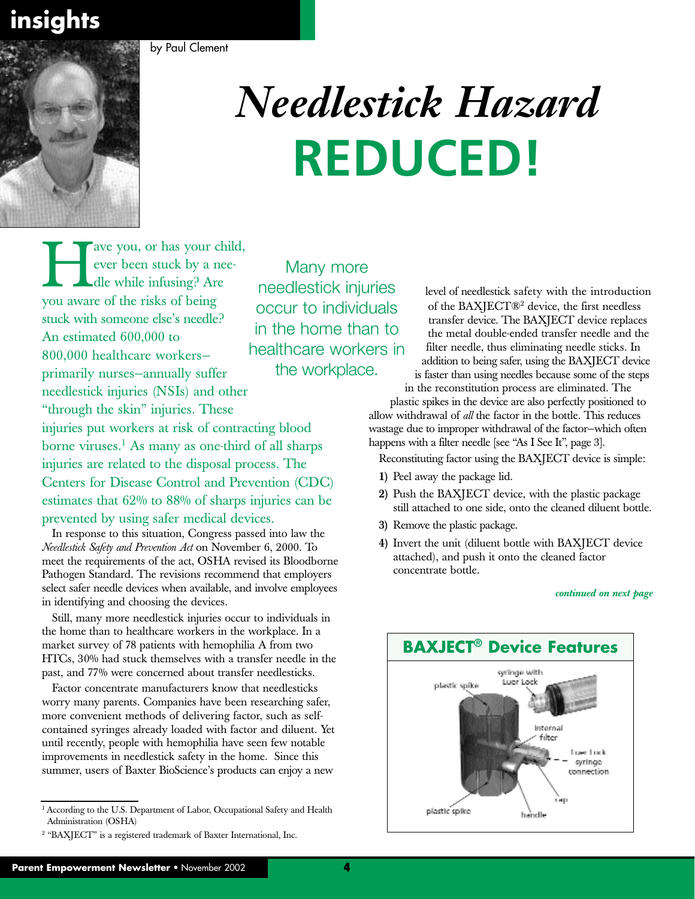insights

by Paul Clement

# *Needlestick Hazard* REDUCED!

Have you, or has your child, ever been stuck by a needle while infusing? Are you aware of the risks of being stuck with someone else's needle? An estimated 600,000 to 800,000 healthcare workers–primarily nurses–annually suffer needlestick injuries (NSIs) and other "through the skin" injuries. These injuries put workers at risk of contracting blood borne viruses.[1] As many as one-third of all sharps injuries are related to the disposal process. The Centers for Disease Control and Prevention (CDC) estimates that 62% to 88% of sharps injuries can be prevented by using safer medical devices.

In response to this situation, Congress passed into law the *Needlestick Safety and Prevention Act* on November 6, 2000. To meet the requirements of the act, OSHA revised its Bloodborne Pathogen Standard. The revisions recommend that employers select safer needle devices when available, and involve employees in identifying and choosing the devices.

Still, many more needlestick injuries occur to individuals in the home than to healthcare workers in the workplace. In a market survey of 78 patients with hemophilia A from two HTCs, 30% had stuck themselves with a transfer needle in the past, and 77% were concerned about transfer needlesticks.

Factor concentrate manufacturers know that needlesticks worry many parents. Companies have been researching safer, more convenient methods of delivering factor, such as self-contained syringes already loaded with factor and diluent. Yet until recently, people with hemophilia have seen few notable improvements in needlestick safety in the home. Since this summer, users of Baxter BioScience's products can enjoy a new level of needlestick safety with the introduction of the BAXJECT®[2] device, the first needless transfer device. The BAXJECT device replaces the metal double-ended transfer needle and the filter needle, thus eliminating needle sticks. In addition to being safer, using the BAXJECT device is faster than using needles because some of the steps in the reconstitution process are eliminated. The plastic spikes in the device are also perfectly positioned to allow withdrawal of *all* the factor in the bottle. This reduces wastage due to improper withdrawal of the factor–which often happens with a filter needle [see "As I See It", page 3].

> Many more needlestick injuries occur to individuals in the home than to healthcare workers in the workplace.

Reconstituting factor using the BAXJECT device is simple:

1) Peel away the package lid.
2) Push the BAXJECT device, with the plastic package still attached to one side, onto the cleaned diluent bottle.
3) Remove the plastic package.
4) Invert the unit (diluent bottle with BAXJECT device attached), and push it onto the cleaned factor concentrate bottle.

*continued on next page*

**BAXJECT® Device Features**

plastic spike; syringe with Luer Lock; internal filter; Luer Lock syringe connection; cap; handle; plastic spike

[1] According to the U.S. Department of Labor, Occupational Safety and Health Administration (OSHA)

[2] "BAXJECT" is a registered trademark of Baxter International, Inc.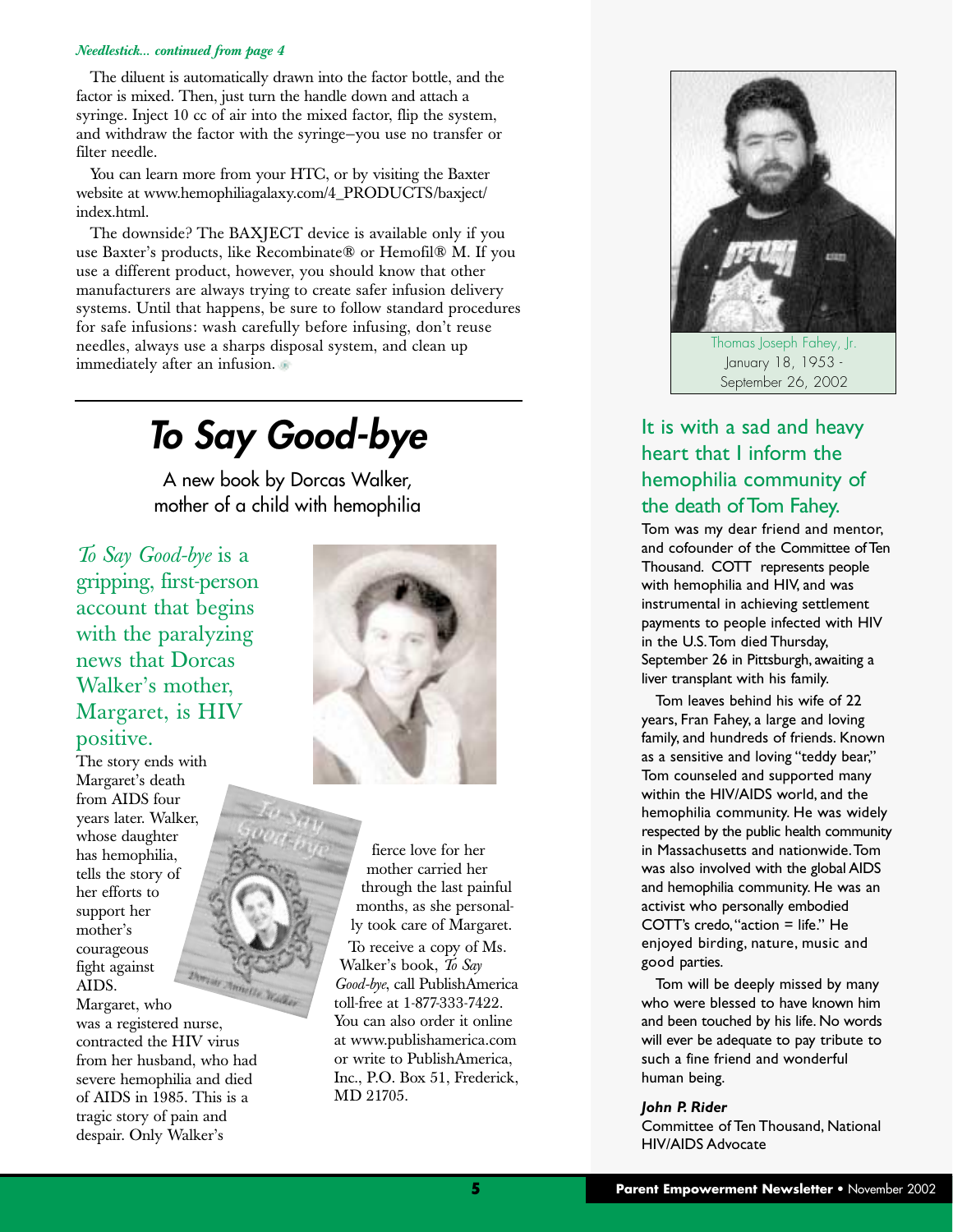*Needlestick... continued from page 4*

The diluent is automatically drawn into the factor bottle, and the factor is mixed. Then, just turn the handle down and attach a syringe. Inject 10 cc of air into the mixed factor, flip the system, and withdraw the factor with the syringe–you use no transfer or filter needle.

You can learn more from your HTC, or by visiting the Baxter website at www.hemophiliagalaxy.com/4_PRODUCTS/baxject/index.html.

The downside? The BAXJECT device is available only if you use Baxter's products, like Recombinate® or Hemofil® M. If you use a different product, however, you should know that other manufacturers are always trying to create safer infusion delivery systems. Until that happens, be sure to follow standard procedures for safe infusions: wash carefully before infusing, don't reuse needles, always use a sharps disposal system, and clean up immediately after an infusion.

# To Say Good-bye

A new book by Dorcas Walker, mother of a child with hemophilia

*To Say Good-bye* is a gripping, first-person account that begins with the paralyzing news that Dorcas Walker's mother, Margaret, is HIV positive.

The story ends with Margaret's death from AIDS four years later. Walker, whose daughter has hemophilia, tells the story of her efforts to support her mother's courageous fight against AIDS.

Margaret, who was a registered nurse, contracted the HIV virus from her husband, who had severe hemophilia and died of AIDS in 1985. This is a tragic story of pain and despair. Only Walker's fierce love for her mother carried her through the last painful months, as she personally took care of Margaret.

To receive a copy of Ms. Walker's book, *To Say Good-bye*, call PublishAmerica toll-free at 1-877-333-7422. You can also order it online at www.publishamerica.com or write to PublishAmerica, Inc., P.O. Box 51, Frederick, MD 21705.

Thomas Joseph Fahey, Jr.
January 18, 1953 - September 26, 2002

## It is with a sad and heavy heart that I inform the hemophilia community of the death of Tom Fahey.

Tom was my dear friend and mentor, and cofounder of the Committee of Ten Thousand. COTT represents people with hemophilia and HIV, and was instrumental in achieving settlement payments to people infected with HIV in the U.S. Tom died Thursday, September 26 in Pittsburgh, awaiting a liver transplant with his family.

Tom leaves behind his wife of 22 years, Fran Fahey, a large and loving family, and hundreds of friends. Known as a sensitive and loving "teddy bear," Tom counseled and supported many within the HIV/AIDS world, and the hemophilia community. He was widely respected by the public health community in Massachusetts and nationwide. Tom was also involved with the global AIDS and hemophilia community. He was an activist who personally embodied COTT's credo, "action = life." He enjoyed birding, nature, music and good parties.

Tom will be deeply missed by many who were blessed to have known him and been touched by his life. No words will ever be adequate to pay tribute to such a fine friend and wonderful human being.

***John P. Rider***
Committee of Ten Thousand, National HIV/AIDS Advocate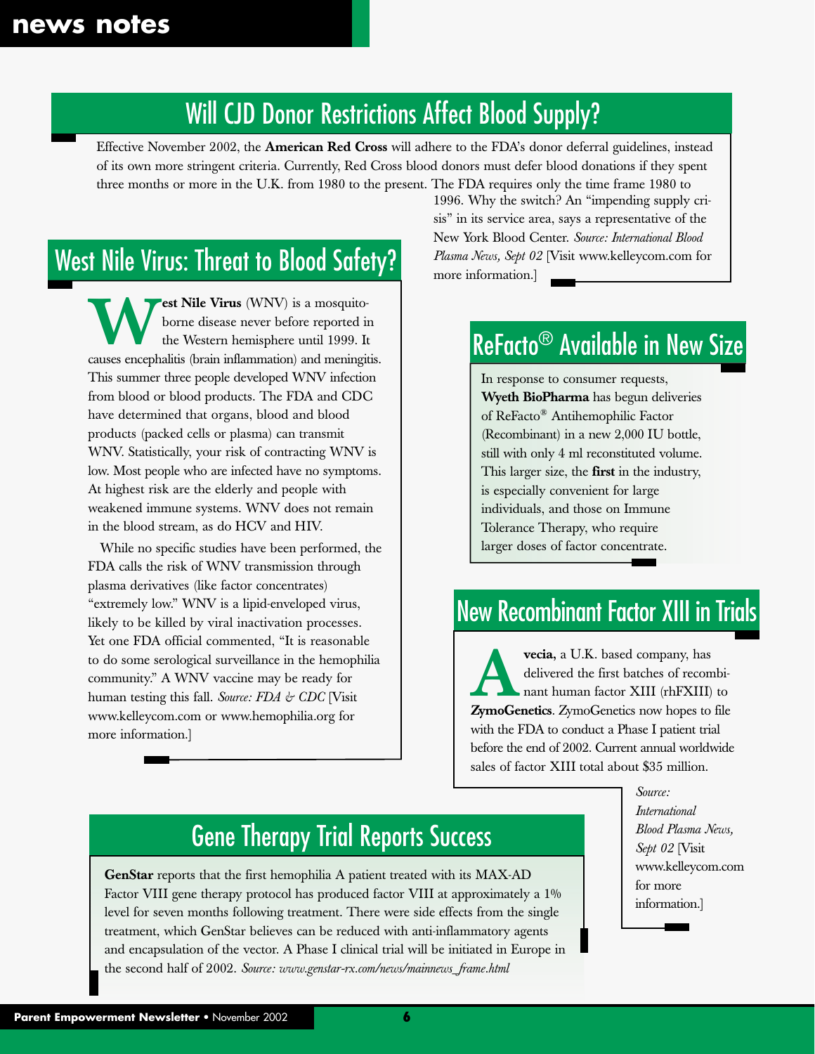# news notes

## Will CJD Donor Restrictions Affect Blood Supply?

Effective November 2002, the **American Red Cross** will adhere to the FDA's donor deferral guidelines, instead of its own more stringent criteria. Currently, Red Cross blood donors must defer blood donations if they spent three months or more in the U.K. from 1980 to the present. The FDA requires only the time frame 1980 to 1996. Why the switch? An "impending supply crisis" in its service area, says a representative of the New York Blood Center. *Source: International Blood Plasma News, Sept 02* [Visit www.kelleycom.com for more information.]

## West Nile Virus: Threat to Blood Safety?

**West Nile Virus** (WNV) is a mosquito-borne disease never before reported in the Western hemisphere until 1999. It causes encephalitis (brain inflammation) and meningitis. This summer three people developed WNV infection from blood or blood products. The FDA and CDC have determined that organs, blood and blood products (packed cells or plasma) can transmit WNV. Statistically, your risk of contracting WNV is low. Most people who are infected have no symptoms. At highest risk are the elderly and people with weakened immune systems. WNV does not remain in the blood stream, as do HCV and HIV.

While no specific studies have been performed, the FDA calls the risk of WNV transmission through plasma derivatives (like factor concentrates) "extremely low." WNV is a lipid-enveloped virus, likely to be killed by viral inactivation processes. Yet one FDA official commented, "It is reasonable to do some serological surveillance in the hemophilia community." A WNV vaccine may be ready for human testing this fall. *Source: FDA & CDC* [Visit www.kelleycom.com or www.hemophilia.org for more information.]

## ReFacto® Available in New Size

In response to consumer requests, **Wyeth BioPharma** has begun deliveries of ReFacto® Antihemophilic Factor (Recombinant) in a new 2,000 IU bottle, still with only 4 ml reconstituted volume. This larger size, the **first** in the industry, is especially convenient for large individuals, and those on Immune Tolerance Therapy, who require larger doses of factor concentrate.

## New Recombinant Factor XIII in Trials

**Avecia**, a U.K. based company, has delivered the first batches of recombinant human factor XIII (rhFXIII) to **ZymoGenetics**. ZymoGenetics now hopes to file with the FDA to conduct a Phase I patient trial before the end of 2002. Current annual worldwide sales of factor XIII total about $35 million.

*Source: International Blood Plasma News, Sept 02* [Visit www.kelleycom.com for more information.]

## Gene Therapy Trial Reports Success

**GenStar** reports that the first hemophilia A patient treated with its MAX-AD Factor VIII gene therapy protocol has produced factor VIII at approximately a 1% level for seven months following treatment. There were side effects from the single treatment, which GenStar believes can be reduced with anti-inflammatory agents and encapsulation of the vector. A Phase I clinical trial will be initiated in Europe in the second half of 2002. *Source: www.genstar-rx.com/news/mainnews_frame.html*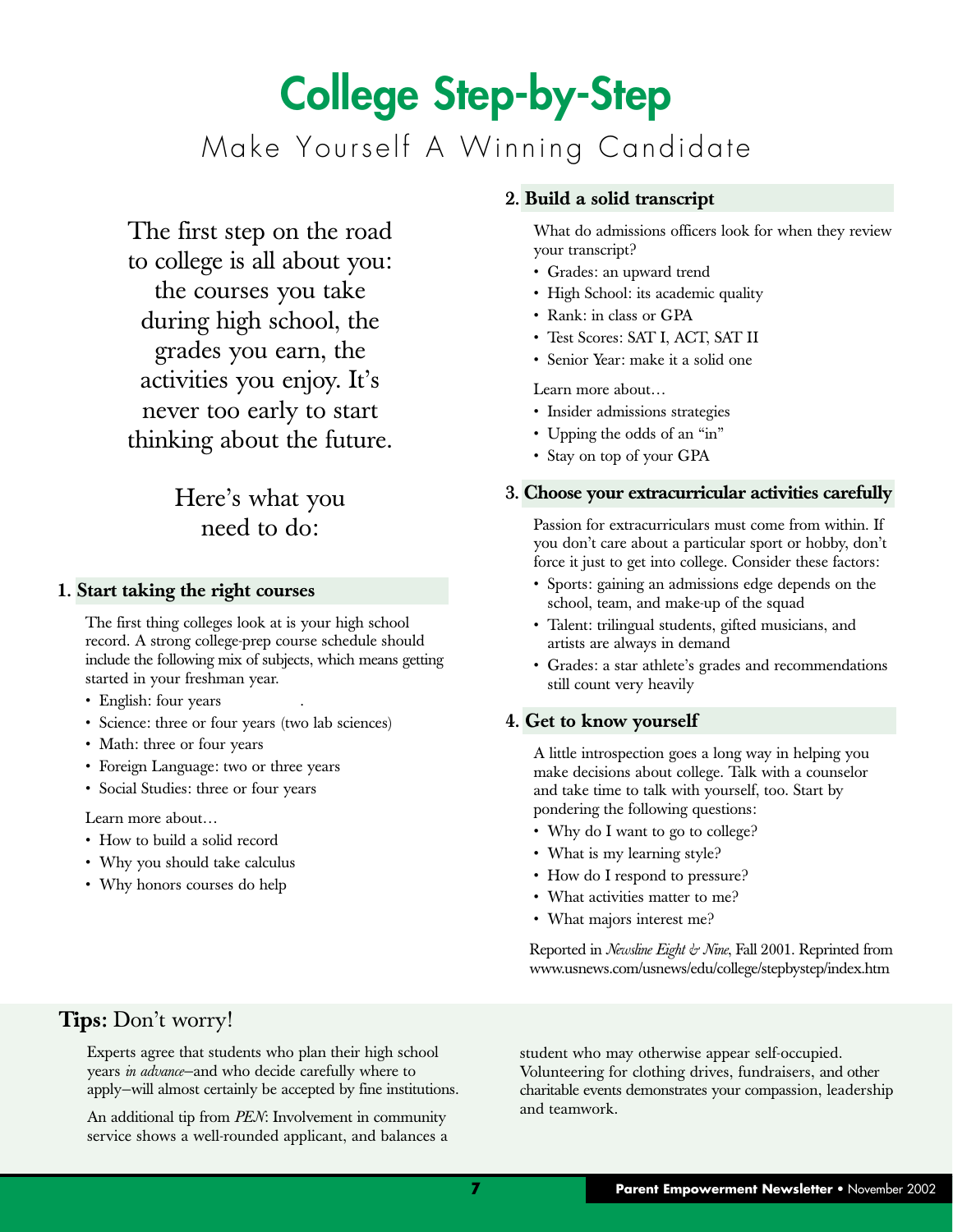# College Step-by-Step

## Make Yourself A Winning Candidate

The first step on the road to college is all about you: the courses you take during high school, the grades you earn, the activities you enjoy. It's never too early to start thinking about the future.

Here's what you need to do:

### 1. Start taking the right courses

The first thing colleges look at is your high school record. A strong college-prep course schedule should include the following mix of subjects, which means getting started in your freshman year.

- English: four years
- Science: three or four years (two lab sciences)
- Math: three or four years
- Foreign Language: two or three years
- Social Studies: three or four years

Learn more about…

- How to build a solid record
- Why you should take calculus
- Why honors courses do help

### 2. Build a solid transcript

What do admissions officers look for when they review your transcript?

- Grades: an upward trend
- High School: its academic quality
- Rank: in class or GPA
- Test Scores: SAT I, ACT, SAT II
- Senior Year: make it a solid one

Learn more about…

- Insider admissions strategies
- Upping the odds of an "in"
- Stay on top of your GPA

### 3. Choose your extracurricular activities carefully

Passion for extracurriculars must come from within. If you don't care about a particular sport or hobby, don't force it just to get into college. Consider these factors:

- Sports: gaining an admissions edge depends on the school, team, and make-up of the squad
- Talent: trilingual students, gifted musicians, and artists are always in demand
- Grades: a star athlete's grades and recommendations still count very heavily

### 4. Get to know yourself

A little introspection goes a long way in helping you make decisions about college. Talk with a counselor and take time to talk with yourself, too. Start by pondering the following questions:

- Why do I want to go to college?
- What is my learning style?
- How do I respond to pressure?
- What activities matter to me?
- What majors interest me?

Reported in *Newsline Eight & Nine*, Fall 2001. Reprinted from www.usnews.com/usnews/edu/college/stepbystep/index.htm

## **Tips:** Don't worry!

Experts agree that students who plan their high school years *in advance*–and who decide carefully where to apply–will almost certainly be accepted by fine institutions.

An additional tip from *PEN*: Involvement in community service shows a well-rounded applicant, and balances a student who may otherwise appear self-occupied. Volunteering for clothing drives, fundraisers, and other charitable events demonstrates your compassion, leadership and teamwork.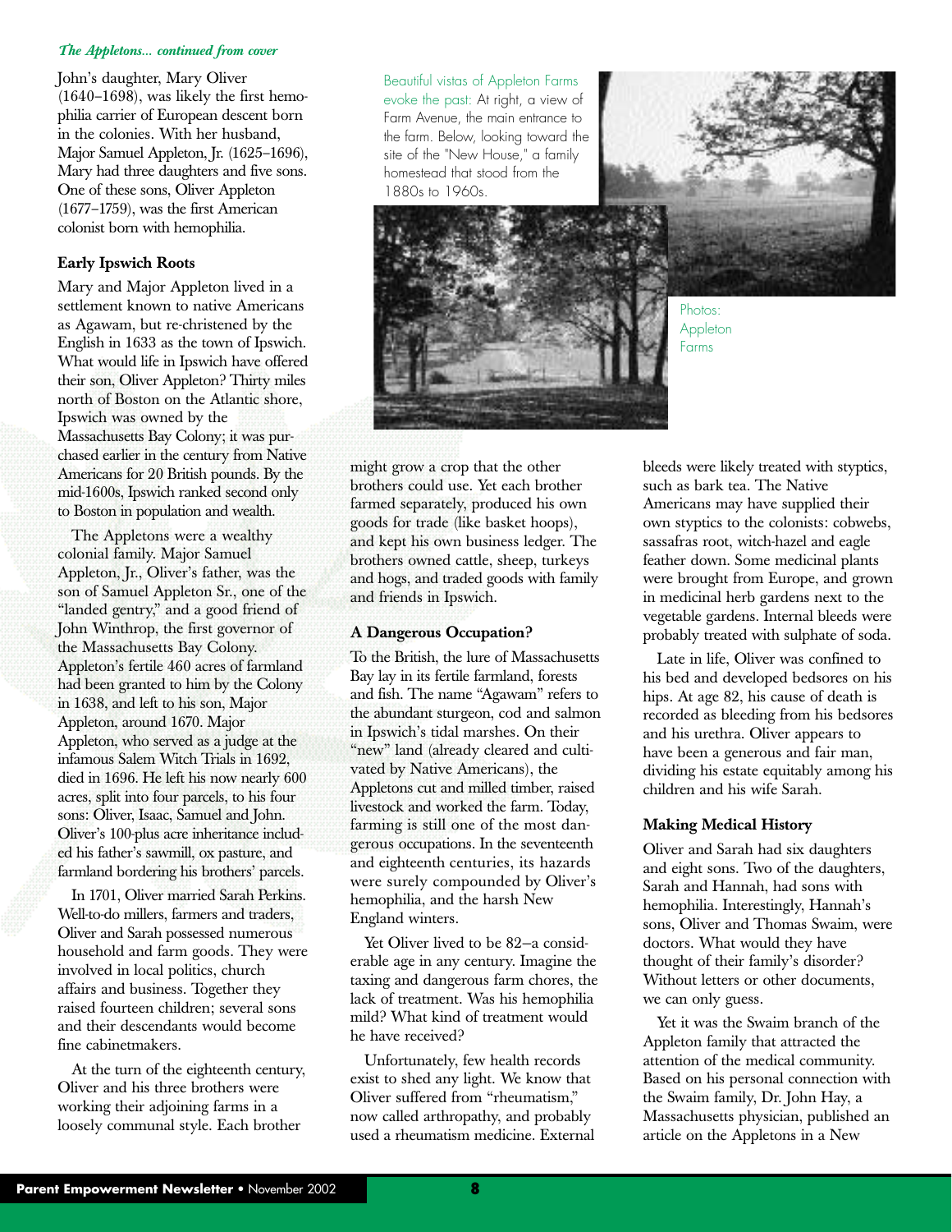*The Appletons... continued from cover*

John's daughter, Mary Oliver (1640–1698), was likely the first hemophilia carrier of European descent born in the colonies. With her husband, Major Samuel Appleton, Jr. (1625–1696), Mary had three daughters and five sons. One of these sons, Oliver Appleton (1677–1759), was the first American colonist born with hemophilia.

### Early Ipswich Roots

Mary and Major Appleton lived in a settlement known to native Americans as Agawam, but re-christened by the English in 1633 as the town of Ipswich. What would life in Ipswich have offered their son, Oliver Appleton? Thirty miles north of Boston on the Atlantic shore, Ipswich was owned by the Massachusetts Bay Colony; it was purchased earlier in the century from Native Americans for 20 British pounds. By the mid-1600s, Ipswich ranked second only to Boston in population and wealth.

The Appletons were a wealthy colonial family. Major Samuel Appleton, Jr., Oliver's father, was the son of Samuel Appleton Sr., one of the "landed gentry," and a good friend of John Winthrop, the first governor of the Massachusetts Bay Colony. Appleton's fertile 460 acres of farmland had been granted to him by the Colony in 1638, and left to his son, Major Appleton, around 1670. Major Appleton, who served as a judge at the infamous Salem Witch Trials in 1692, died in 1696. He left his now nearly 600 acres, split into four parcels, to his four sons: Oliver, Isaac, Samuel and John. Oliver's 100-plus acre inheritance included his father's sawmill, ox pasture, and farmland bordering his brothers' parcels.

In 1701, Oliver married Sarah Perkins. Well-to-do millers, farmers and traders, Oliver and Sarah possessed numerous household and farm goods. They were involved in local politics, church affairs and business. Together they raised fourteen children; several sons and their descendants would become fine cabinetmakers.

At the turn of the eighteenth century, Oliver and his three brothers were working their adjoining farms in a loosely communal style. Each brother might grow a crop that the other brothers could use. Yet each brother farmed separately, produced his own goods for trade (like basket hoops), and kept his own business ledger. The brothers owned cattle, sheep, turkeys and hogs, and traded goods with family and friends in Ipswich.

Beautiful vistas of Appleton Farms evoke the past: At right, a view of Farm Avenue, the main entrance to the farm. Below, looking toward the site of the "New House," a family homestead that stood from the 1880s to 1960s.

Photos: Appleton Farms

### A Dangerous Occupation?

To the British, the lure of Massachusetts Bay lay in its fertile farmland, forests and fish. The name "Agawam" refers to the abundant sturgeon, cod and salmon in Ipswich's tidal marshes. On their "new" land (already cleared and cultivated by Native Americans), the Appletons cut and milled timber, raised livestock and worked the farm. Today, farming is still one of the most dangerous occupations. In the seventeenth and eighteenth centuries, its hazards were surely compounded by Oliver's hemophilia, and the harsh New England winters.

Yet Oliver lived to be 82—a considerable age in any century. Imagine the taxing and dangerous farm chores, the lack of treatment. Was his hemophilia mild? What kind of treatment would he have received?

Unfortunately, few health records exist to shed any light. We know that Oliver suffered from "rheumatism," now called arthropathy, and probably used a rheumatism medicine. External bleeds were likely treated with styptics, such as bark tea. The Native Americans may have supplied their own styptics to the colonists: cobwebs, sassafras root, witch-hazel and eagle feather down. Some medicinal plants were brought from Europe, and grown in medicinal herb gardens next to the vegetable gardens. Internal bleeds were probably treated with sulphate of soda.

Late in life, Oliver was confined to his bed and developed bedsores on his hips. At age 82, his cause of death is recorded as bleeding from his bedsores and his urethra. Oliver appears to have been a generous and fair man, dividing his estate equitably among his children and his wife Sarah.

### Making Medical History

Oliver and Sarah had six daughters and eight sons. Two of the daughters, Sarah and Hannah, had sons with hemophilia. Interestingly, Hannah's sons, Oliver and Thomas Swaim, were doctors. What would they have thought of their family's disorder? Without letters or other documents, we can only guess.

Yet it was the Swaim branch of the Appleton family that attracted the attention of the medical community. Based on his personal connection with the Swaim family, Dr. John Hay, a Massachusetts physician, published an article on the Appletons in a New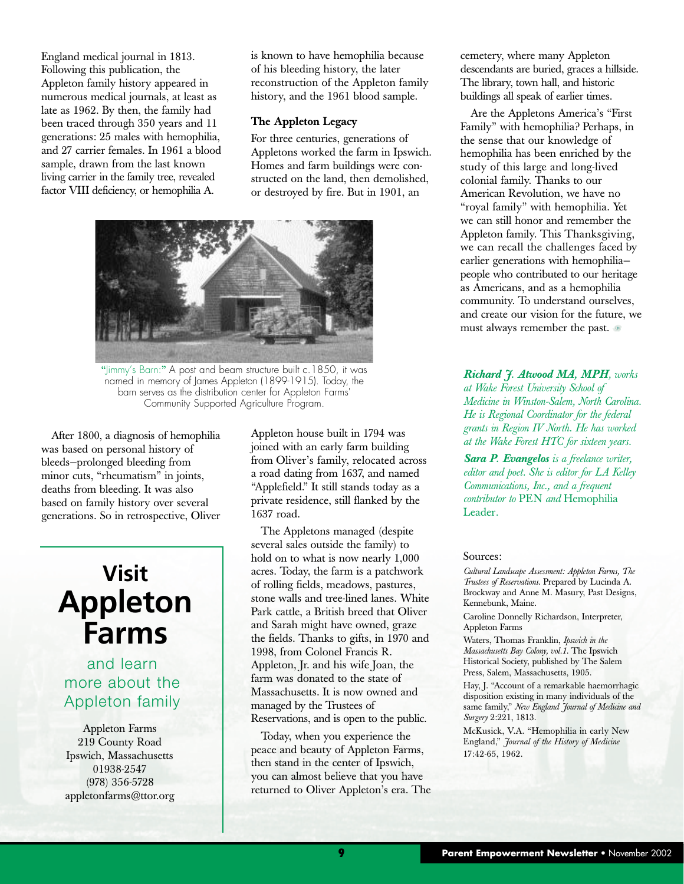England medical journal in 1813. Following this publication, the Appleton family history appeared in numerous medical journals, at least as late as 1962. By then, the family had been traced through 350 years and 11 generations: 25 males with hemophilia, and 27 carrier females. In 1961 a blood sample, drawn from the last known living carrier in the family tree, revealed factor VIII deficiency, or hemophilia A.

After 1800, a diagnosis of hemophilia was based on personal history of bleeds—prolonged bleeding from minor cuts, "rheumatism" in joints, deaths from bleeding. It was also based on family history over several generations. So in retrospective, Oliver is known to have hemophilia because of his bleeding history, the later reconstruction of the Appleton family history, and the 1961 blood sample.

### The Appleton Legacy

For three centuries, generations of Appletons worked the farm in Ipswich. Homes and farm buildings were constructed on the land, then demolished, or destroyed by fire. But in 1901, an Appleton house built in 1794 was joined with an early farm building from Oliver's family, relocated across a road dating from 1637, and named "Applefield." It still stands today as a private residence, still flanked by the 1637 road.

"Jimmy's Barn:" A post and beam structure built c.1850, it was named in memory of James Appleton (1899-1915). Today, the barn serves as the distribution center for Appleton Farms' Community Supported Agriculture Program.

The Appletons managed (despite several sales outside the family) to hold on to what is now nearly 1,000 acres. Today, the farm is a patchwork of rolling fields, meadows, pastures, stone walls and tree-lined lanes. White Park cattle, a British breed that Oliver and Sarah might have owned, graze the fields. Thanks to gifts, in 1970 and 1998, from Colonel Francis R. Appleton, Jr. and his wife Joan, the farm was donated to the state of Massachusetts. It is now owned and managed by the Trustees of Reservations, and is open to the public.

Today, when you experience the peace and beauty of Appleton Farms, then stand in the center of Ipswich, you can almost believe that you have returned to Oliver Appleton's era. The cemetery, where many Appleton descendants are buried, graces a hillside. The library, town hall, and historic buildings all speak of earlier times.

Are the Appletons America's "First Family" with hemophilia? Perhaps, in the sense that our knowledge of hemophilia has been enriched by the study of this large and long-lived colonial family. Thanks to our American Revolution, we have no "royal family" with hemophilia. Yet we can still honor and remember the Appleton family. This Thanksgiving, we can recall the challenges faced by earlier generations with hemophilia—people who contributed to our heritage as Americans, and as a hemophilia community. To understand ourselves, and create our vision for the future, we must always remember the past.

## Visit Appleton Farms

and learn more about the Appleton family

Appleton Farms
219 County Road
Ipswich, Massachusetts
01938-2547
(978) 356-5728
appletonfarms@ttor.org

***Richard J. Atwood MA, MPH**, works at Wake Forest University School of Medicine in Winston-Salem, North Carolina. He is Regional Coordinator for the federal grants in Region IV North. He has worked at the Wake Forest HTC for sixteen years.*

***Sara P. Evangelos** is a freelance writer, editor and poet. She is editor for LA Kelley Communications, Inc., and a frequent contributor to* PEN *and* Hemophilia Leader.

Sources:

*Cultural Landscape Assessment: Appleton Farms, The Trustees of Reservations.* Prepared by Lucinda A. Brockway and Anne M. Masury, Past Designs, Kennebunk, Maine.

Caroline Donnelly Richardson, Interpreter, Appleton Farms

Waters, Thomas Franklin, *Ipswich in the Massachusetts Bay Colony, vol.1.* The Ipswich Historical Society, published by The Salem Press, Salem, Massachusetts, 1905.

Hay, J. "Account of a remarkable haemorrhagic disposition existing in many individuals of the same family," *New England Journal of Medicine and Surgery* 2:221, 1813.

McKusick, V.A. "Hemophilia in early New England," *Journal of the History of Medicine* 17:42-65, 1962.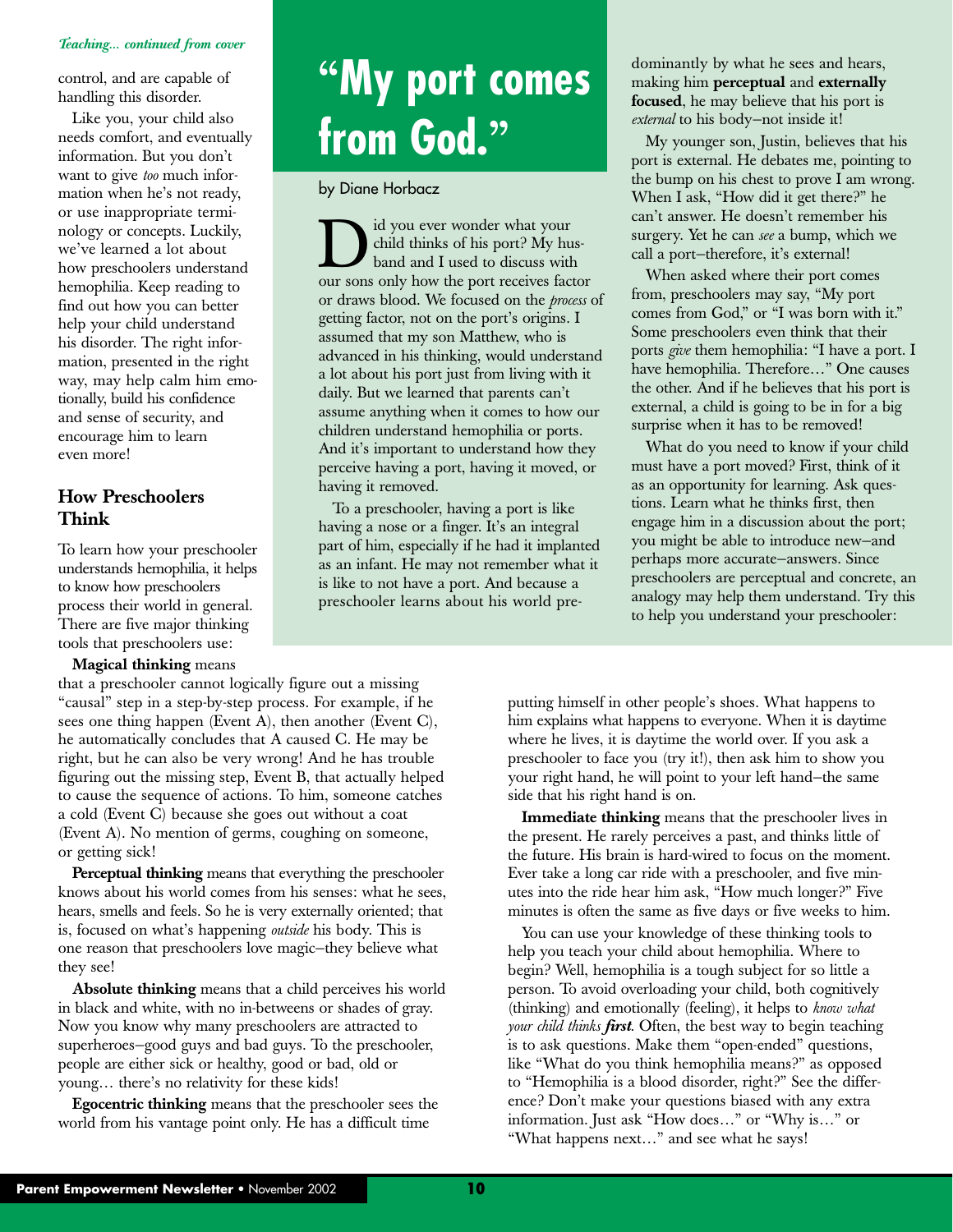*Teaching... continued from cover*

control, and are capable of handling this disorder.

Like you, your child also needs comfort, and eventually information. But you don't want to give *too* much information when he's not ready, or use inappropriate terminology or concepts. Luckily, we've learned a lot about how preschoolers understand hemophilia. Keep reading to find out how you can better help your child understand his disorder. The right information, presented in the right way, may help calm him emotionally, build his confidence and sense of security, and encourage him to learn even more!

## How Preschoolers Think

To learn how your preschooler understands hemophilia, it helps to know how preschoolers process their world in general. There are five major thinking tools that preschoolers use:

**Magical thinking** means that a preschooler cannot logically figure out a missing "causal" step in a step-by-step process. For example, if he sees one thing happen (Event A), then another (Event C), he automatically concludes that A caused C. He may be right, but he can also be very wrong! And he has trouble figuring out the missing step, Event B, that actually helped to cause the sequence of actions. To him, someone catches a cold (Event C) because she goes out without a coat (Event A). No mention of germs, coughing on someone, or getting sick!

**Perceptual thinking** means that everything the preschooler knows about his world comes from his senses: what he sees, hears, smells and feels. So he is very externally oriented; that is, focused on what's happening *outside* his body. This is one reason that preschoolers love magic–they believe what they see!

**Absolute thinking** means that a child perceives his world in black and white, with no in-betweens or shades of gray. Now you know why many preschoolers are attracted to superheroes–good guys and bad guys. To the preschooler, people are either sick or healthy, good or bad, old or young… there's no relativity for these kids!

**Egocentric thinking** means that the preschooler sees the world from his vantage point only. He has a difficult time putting himself in other people's shoes. What happens to him explains what happens to everyone. When it is daytime where he lives, it is daytime the world over. If you ask a preschooler to face you (try it!), then ask him to show you your right hand, he will point to your left hand–the same side that his right hand is on.

**Immediate thinking** means that the preschooler lives in the present. He rarely perceives a past, and thinks little of the future. His brain is hard-wired to focus on the moment. Ever take a long car ride with a preschooler, and five minutes into the ride hear him ask, "How much longer?" Five minutes is often the same as five days or five weeks to him.

You can use your knowledge of these thinking tools to help you teach your child about hemophilia. Where to begin? Well, hemophilia is a tough subject for so little a person. To avoid overloading your child, both cognitively (thinking) and emotionally (feeling), it helps to *know what your child thinks* ***first***. Often, the best way to begin teaching is to ask questions. Make them "open-ended" questions, like "What do you think hemophilia means?" as opposed to "Hemophilia is a blood disorder, right?" See the difference? Don't make your questions biased with any extra information. Just ask "How does…" or "Why is…" or "What happens next…" and see what he says!

# "My port comes from God."

by Diane Horbacz

Did you ever wonder what your child thinks of his port? My husband and I used to discuss with our sons only how the port receives factor or draws blood. We focused on the *process* of getting factor, not on the port's origins. I assumed that my son Matthew, who is advanced in his thinking, would understand a lot about his port just from living with it daily. But we learned that parents can't assume anything when it comes to how our children understand hemophilia or ports. And it's important to understand how they perceive having a port, having it moved, or having it removed.

To a preschooler, having a port is like having a nose or a finger. It's an integral part of him, especially if he had it implanted as an infant. He may not remember what it is like to not have a port. And because a preschooler learns about his world predominantly by what he sees and hears, making him **perceptual** and **externally focused**, he may believe that his port is *external* to his body–not inside it!

My younger son, Justin, believes that his port is external. He debates me, pointing to the bump on his chest to prove I am wrong. When I ask, "How did it get there?" he can't answer. He doesn't remember his surgery. Yet he can *see* a bump, which we call a port–therefore, it's external!

When asked where their port comes from, preschoolers may say, "My port comes from God," or "I was born with it." Some preschoolers even think that their ports *give* them hemophilia: "I have a port. I have hemophilia. Therefore…" One causes the other. And if he believes that his port is external, a child is going to be in for a big surprise when it has to be removed!

What do you need to know if your child must have a port moved? First, think of it as an opportunity for learning. Ask questions. Learn what he thinks first, then engage him in a discussion about the port; you might be able to introduce new–and perhaps more accurate–answers. Since preschoolers are perceptual and concrete, an analogy may help them understand. Try this to help you understand your preschooler: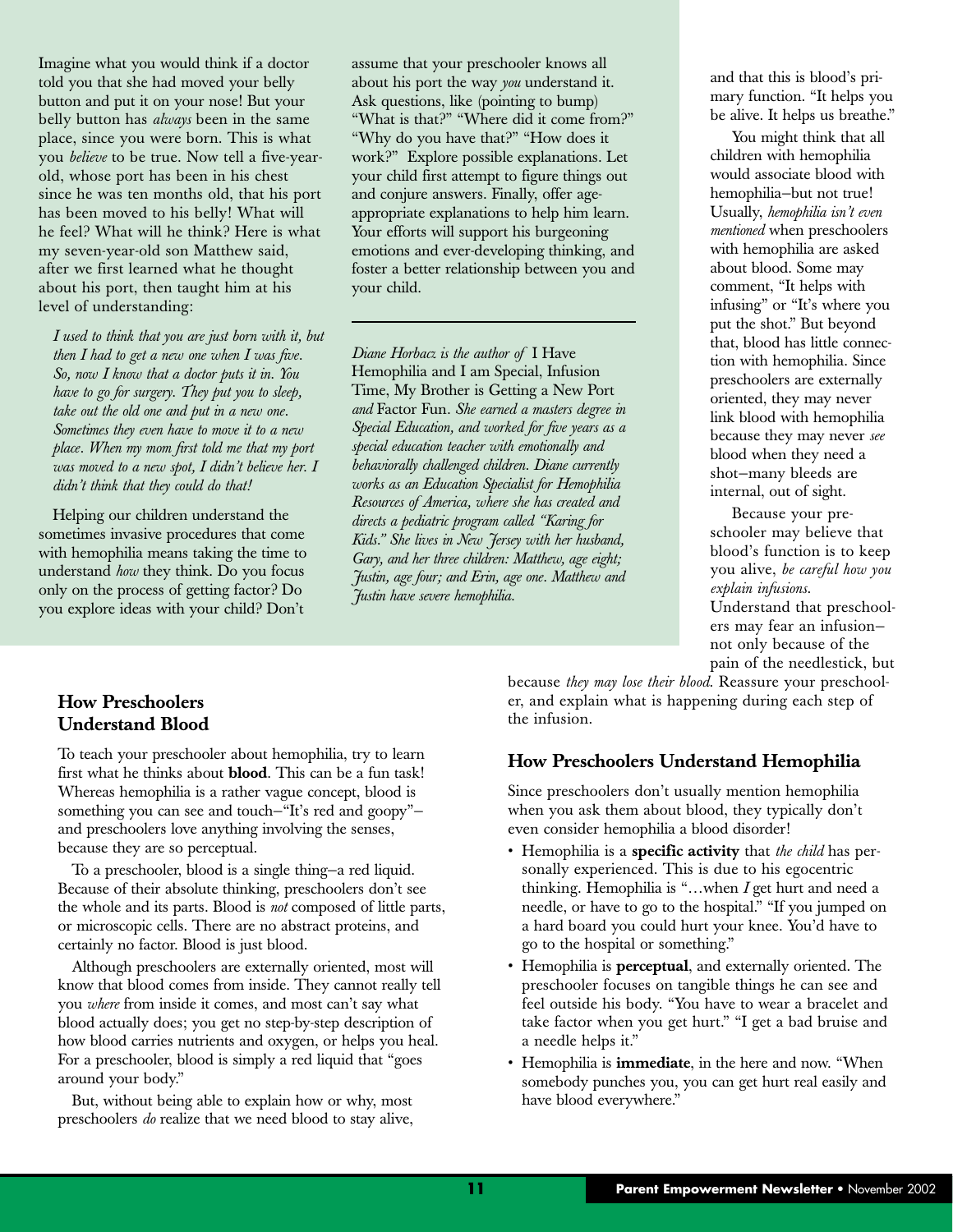Imagine what you would think if a doctor told you that she had moved your belly button and put it on your nose! But your belly button has *always* been in the same place, since you were born. This is what you *believe* to be true. Now tell a five-year-old, whose port has been in his chest since he was ten months old, that his port has been moved to his belly! What will he feel? What will he think? Here is what my seven-year-old son Matthew said, after we first learned what he thought about his port, then taught him at his level of understanding:

*I used to think that you are just born with it, but then I had to get a new one when I was five. So, now I know that a doctor puts it in. You have to go for surgery. They put you to sleep, take out the old one and put in a new one. Sometimes they even have to move it to a new place. When my mom first told me that my port was moved to a new spot, I didn't believe her. I didn't think that they could do that!*

Helping our children understand the sometimes invasive procedures that come with hemophilia means taking the time to understand *how* they think. Do you focus only on the process of getting factor? Do you explore ideas with your child? Don't assume that your preschooler knows all about his port the way *you* understand it. Ask questions, like (pointing to bump) "What is that?" "Where did it come from?" "Why do you have that?" "How does it work?" Explore possible explanations. Let your child first attempt to figure things out and conjure answers. Finally, offer age-appropriate explanations to help him learn. Your efforts will support his burgeoning emotions and ever-developing thinking, and foster a better relationship between you and your child.

---

*Diane Horbacz is the author of* I Have Hemophilia and I am Special, Infusion Time, My Brother is Getting a New Port *and* Factor Fun. *She earned a masters degree in Special Education, and worked for five years as a special education teacher with emotionally and behaviorally challenged children. Diane currently works as an Education Specialist for Hemophilia Resources of America, where she has created and directs a pediatric program called "Karing for Kids." She lives in New Jersey with her husband, Gary, and her three children: Matthew, age eight; Justin, age four; and Erin, age one. Matthew and Justin have severe hemophilia.*

## How Preschoolers Understand Blood

To teach your preschooler about hemophilia, try to learn first what he thinks about **blood**. This can be a fun task! Whereas hemophilia is a rather vague concept, blood is something you can see and touch—"It's red and goopy"—and preschoolers love anything involving the senses, because they are so perceptual.

To a preschooler, blood is a single thing—a red liquid. Because of their absolute thinking, preschoolers don't see the whole and its parts. Blood is *not* composed of little parts, or microscopic cells. There are no abstract proteins, and certainly no factor. Blood is just blood.

Although preschoolers are externally oriented, most will know that blood comes from inside. They cannot really tell you *where* from inside it comes, and most can't say what blood actually does; you get no step-by-step description of how blood carries nutrients and oxygen, or helps you heal. For a preschooler, blood is simply a red liquid that "goes around your body."

But, without being able to explain how or why, most preschoolers *do* realize that we need blood to stay alive, and that this is blood's primary function. "It helps you be alive. It helps us breathe."

You might think that all children with hemophilia would associate blood with hemophilia—but not true! Usually, *hemophilia isn't even mentioned* when preschoolers with hemophilia are asked about blood. Some may comment, "It helps with infusing" or "It's where you put the shot." But beyond that, blood has little connection with hemophilia. Since preschoolers are externally oriented, they may never link blood with hemophilia because they may never *see* blood when they need a shot—many bleeds are internal, out of sight.

Because your preschooler may believe that blood's function is to keep you alive, *be careful how you explain infusions.* Understand that preschoolers may fear an infusion—not only because of the pain of the needlestick, but because *they may lose their blood.* Reassure your preschooler, and explain what is happening during each step of the infusion.

## How Preschoolers Understand Hemophilia

Since preschoolers don't usually mention hemophilia when you ask them about blood, they typically don't even consider hemophilia a blood disorder!

- Hemophilia is a **specific activity** that *the child* has personally experienced. This is due to his egocentric thinking. Hemophilia is "…when *I* get hurt and need a needle, or have to go to the hospital." "If you jumped on a hard board you could hurt your knee. You'd have to go to the hospital or something."
- Hemophilia is **perceptual**, and externally oriented. The preschooler focuses on tangible things he can see and feel outside his body. "You have to wear a bracelet and take factor when you get hurt." "I get a bad bruise and a needle helps it."
- Hemophilia is **immediate**, in the here and now. "When somebody punches you, you can get hurt real easily and have blood everywhere."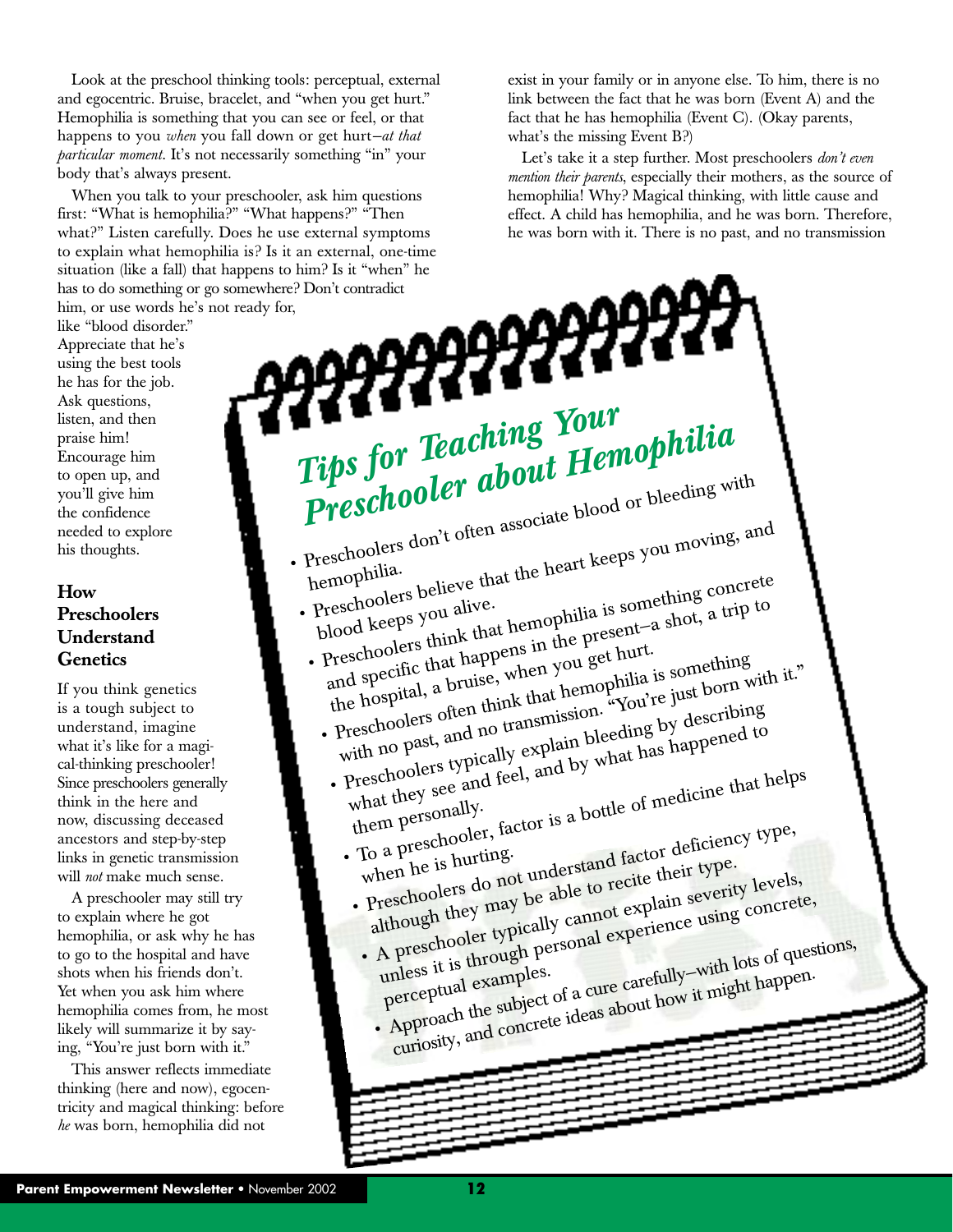Look at the preschool thinking tools: perceptual, external and egocentric. Bruise, bracelet, and "when you get hurt." Hemophilia is something that you can see or feel, or that happens to you *when* you fall down or get hurt—*at that particular moment*. It's not necessarily something "in" your body that's always present.

When you talk to your preschooler, ask him questions first: "What is hemophilia?" "What happens?" "Then what?" Listen carefully. Does he use external symptoms to explain what hemophilia is? Is it an external, one-time situation (like a fall) that happens to him? Is it "when" he has to do something or go somewhere? Don't contradict him, or use words he's not ready for, like "blood disorder." Appreciate that he's using the best tools he has for the job. Ask questions, listen, and then praise him! Encourage him to open up, and you'll give him the confidence needed to explore his thoughts.

## How Preschoolers Understand Genetics

If you think genetics is a tough subject to understand, imagine what it's like for a magical-thinking preschooler! Since preschoolers generally think in the here and now, discussing deceased ancestors and step-by-step links in genetic transmission will *not* make much sense.

A preschooler may still try to explain where he got hemophilia, or ask why he has to go to the hospital and have shots when his friends don't. Yet when you ask him where hemophilia comes from, he most likely will summarize it by saying, "You're just born with it."

This answer reflects immediate thinking (here and now), egocentricity and magical thinking: before *he* was born, hemophilia did not exist in your family or in anyone else. To him, there is no link between the fact that he was born (Event A) and the fact that he has hemophilia (Event C). (Okay parents, what's the missing Event B?)

Let's take it a step further. Most preschoolers *don't even mention their parents*, especially their mothers, as the source of hemophilia! Why? Magical thinking, with little cause and effect. A child has hemophilia, and he was born. Therefore, he was born with it. There is no past, and no transmission

## *Tips for Teaching Your Preschooler about Hemophilia*

- Preschoolers don't often associate blood or bleeding with hemophilia.
- Preschoolers believe that the heart keeps you moving, and blood keeps you alive.
- Preschoolers think that hemophilia is something concrete and specific that happens in the present—a shot, a trip to the hospital, a bruise, when you get hurt.
- Preschoolers often think that hemophilia is something with no past, and no transmission. "You're just born with it."
- Preschoolers typically explain bleeding by describing what they see and feel, and by what has happened to them personally.
- To a preschooler, factor is a bottle of medicine that helps when he is hurting.
- Preschoolers do not understand factor deficiency type, although they may be able to recite their type.
- A preschooler typically cannot explain severity levels, unless it is through personal experience using concrete, perceptual examples.
- Approach the subject of a cure carefully—with lots of questions, curiosity, and concrete ideas about how it might happen.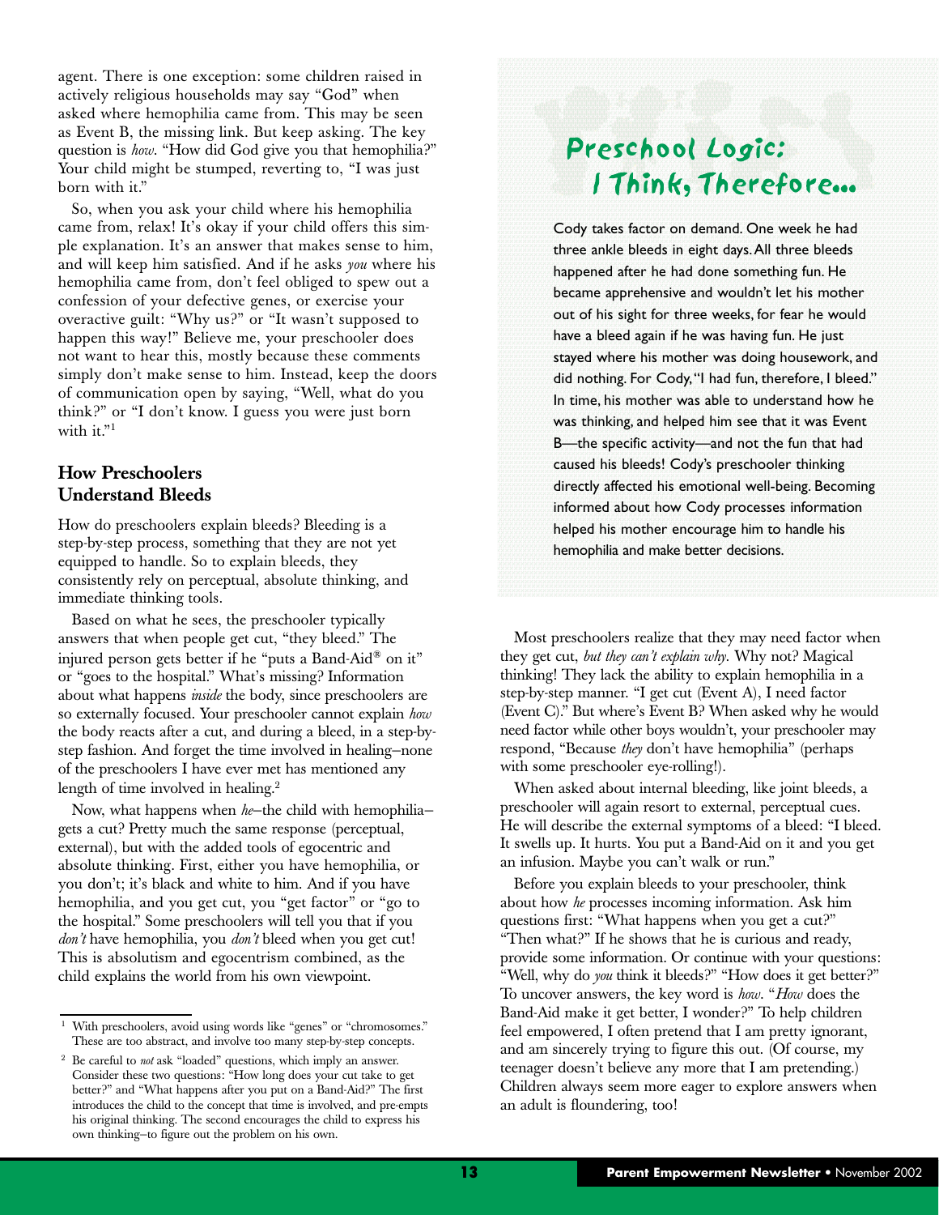agent. There is one exception: some children raised in actively religious households may say "God" when asked where hemophilia came from. This may be seen as Event B, the missing link. But keep asking. The key question is *how*. "How did God give you that hemophilia?" Your child might be stumped, reverting to, "I was just born with it."

So, when you ask your child where his hemophilia came from, relax! It's okay if your child offers this simple explanation. It's an answer that makes sense to him, and will keep him satisfied. And if he asks *you* where his hemophilia came from, don't feel obliged to spew out a confession of your defective genes, or exercise your overactive guilt: "Why us?" or "It wasn't supposed to happen this way!" Believe me, your preschooler does not want to hear this, mostly because these comments simply don't make sense to him. Instead, keep the doors of communication open by saying, "Well, what do you think?" or "I don't know. I guess you were just born with it."[1]

## How Preschoolers Understand Bleeds

How do preschoolers explain bleeds? Bleeding is a step-by-step process, something that they are not yet equipped to handle. So to explain bleeds, they consistently rely on perceptual, absolute thinking, and immediate thinking tools.

Based on what he sees, the preschooler typically answers that when people get cut, "they bleed." The injured person gets better if he "puts a Band-Aid® on it" or "goes to the hospital." What's missing? Information about what happens *inside* the body, since preschoolers are so externally focused. Your preschooler cannot explain *how* the body reacts after a cut, and during a bleed, in a step-by-step fashion. And forget the time involved in healing–none of the preschoolers I have ever met has mentioned any length of time involved in healing.[2]

Now, what happens when *he*–the child with hemophilia–gets a cut? Pretty much the same response (perceptual, external), but with the added tools of egocentric and absolute thinking. First, either you have hemophilia, or you don't; it's black and white to him. And if you have hemophilia, and you get cut, you "get factor" or "go to the hospital." Some preschoolers will tell you that if you *don't* have hemophilia, you *don't* bleed when you get cut! This is absolutism and egocentrism combined, as the child explains the world from his own viewpoint.

[1] With preschoolers, avoid using words like "genes" or "chromosomes." These are too abstract, and involve too many step-by-step concepts.

[2] Be careful to *not* ask "loaded" questions, which imply an answer. Consider these two questions: "How long does your cut take to get better?" and "What happens after you put on a Band-Aid?" The first introduces the child to the concept that time is involved, and pre-empts his original thinking. The second encourages the child to express his own thinking–to figure out the problem on his own.

## Preschool Logic: I Think, Therefore...

Cody takes factor on demand. One week he had three ankle bleeds in eight days. All three bleeds happened after he had done something fun. He became apprehensive and wouldn't let his mother out of his sight for three weeks, for fear he would have a bleed again if he was having fun. He just stayed where his mother was doing housework, and did nothing. For Cody, "I had fun, therefore, I bleed." In time, his mother was able to understand how he was thinking, and helped him see that it was Event B—the specific activity—and not the fun that had caused his bleeds! Cody's preschooler thinking directly affected his emotional well-being. Becoming informed about how Cody processes information helped his mother encourage him to handle his hemophilia and make better decisions.

Most preschoolers realize that they may need factor when they get cut, *but they can't explain why*. Why not? Magical thinking! They lack the ability to explain hemophilia in a step-by-step manner. "I get cut (Event A), I need factor (Event C)." But where's Event B? When asked why he would need factor while other boys wouldn't, your preschooler may respond, "Because *they* don't have hemophilia" (perhaps with some preschooler eye-rolling!).

When asked about internal bleeding, like joint bleeds, a preschooler will again resort to external, perceptual cues. He will describe the external symptoms of a bleed: "I bleed. It swells up. It hurts. You put a Band-Aid on it and you get an infusion. Maybe you can't walk or run."

Before you explain bleeds to your preschooler, think about how *he* processes incoming information. Ask him questions first: "What happens when you get a cut?" "Then what?" If he shows that he is curious and ready, provide some information. Or continue with your questions: "Well, why do *you* think it bleeds?" "How does it get better?" To uncover answers, the key word is *how*. "*How* does the Band-Aid make it get better, I wonder?" To help children feel empowered, I often pretend that I am pretty ignorant, and am sincerely trying to figure this out. (Of course, my teenager doesn't believe any more that I am pretending.) Children always seem more eager to explore answers when an adult is floundering, too!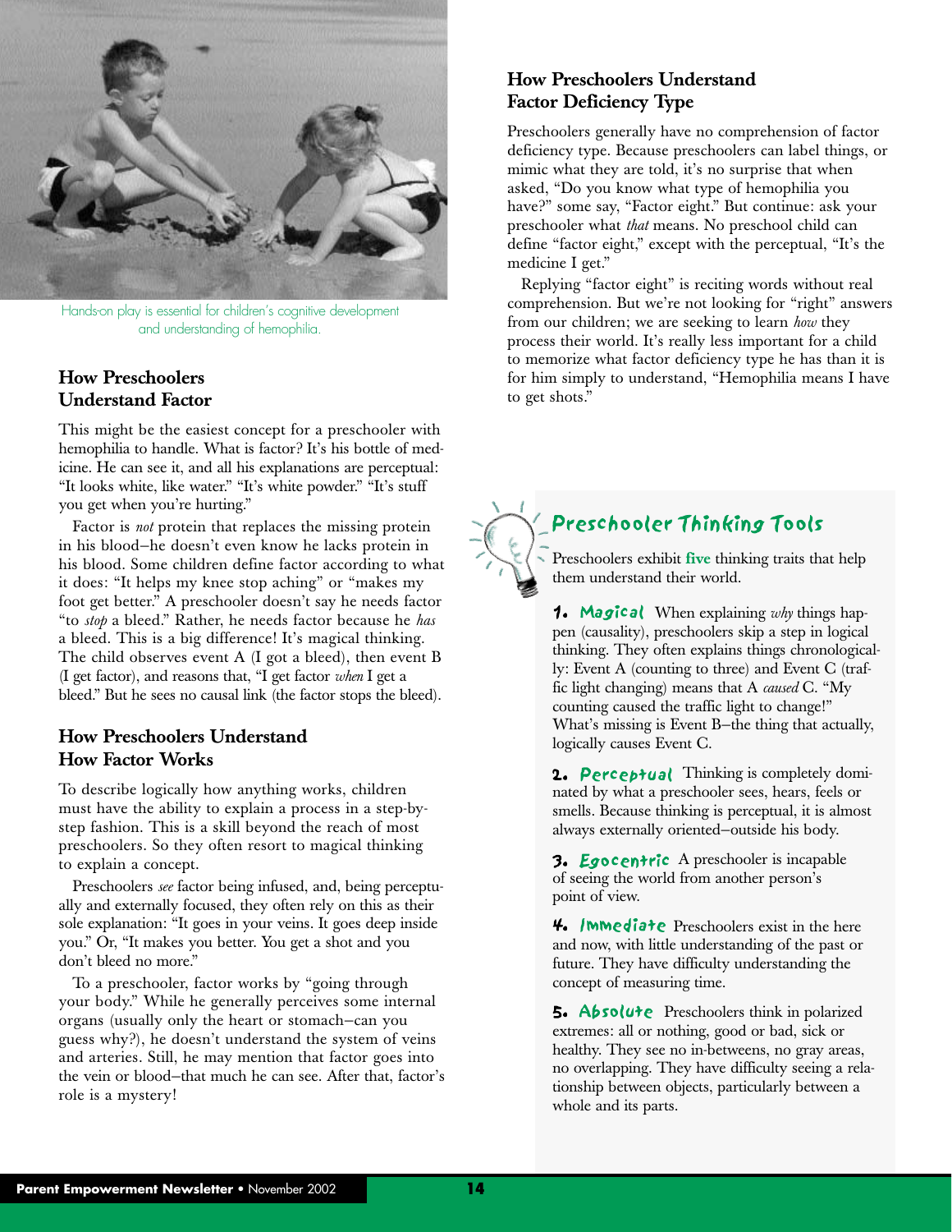Hands-on play is essential for children's cognitive development and understanding of hemophilia.

### How Preschoolers Understand Factor

This might be the easiest concept for a preschooler with hemophilia to handle. What is factor? It's his bottle of medicine. He can see it, and all his explanations are perceptual: "It looks white, like water." "It's white powder." "It's stuff you get when you're hurting."

Factor is *not* protein that replaces the missing protein in his blood—he doesn't even know he lacks protein in his blood. Some children define factor according to what it does: "It helps my knee stop aching" or "makes my foot get better." A preschooler doesn't say he needs factor "to *stop* a bleed." Rather, he needs factor because he *has* a bleed. This is a big difference! It's magical thinking. The child observes event A (I got a bleed), then event B (I get factor), and reasons that, "I get factor *when* I get a bleed." But he sees no causal link (the factor stops the bleed).

### How Preschoolers Understand How Factor Works

To describe logically how anything works, children must have the ability to explain a process in a step-by-step fashion. This is a skill beyond the reach of most preschoolers. So they often resort to magical thinking to explain a concept.

Preschoolers *see* factor being infused, and, being perceptually and externally focused, they often rely on this as their sole explanation: "It goes in your veins. It goes deep inside you." Or, "It makes you better. You get a shot and you don't bleed no more."

To a preschooler, factor works by "going through your body." While he generally perceives some internal organs (usually only the heart or stomach—can you guess why?), he doesn't understand the system of veins and arteries. Still, he may mention that factor goes into the vein or blood—that much he can see. After that, factor's role is a mystery!

### How Preschoolers Understand Factor Deficiency Type

Preschoolers generally have no comprehension of factor deficiency type. Because preschoolers can label things, or mimic what they are told, it's no surprise that when asked, "Do you know what type of hemophilia you have?" some say, "Factor eight." But continue: ask your preschooler what *that* means. No preschool child can define "factor eight," except with the perceptual, "It's the medicine I get."

Replying "factor eight" is reciting words without real comprehension. But we're not looking for "right" answers from our children; we are seeking to learn *how* they process their world. It's really less important for a child to memorize what factor deficiency type he has than it is for him simply to understand, "Hemophilia means I have to get shots."

## Preschooler Thinking Tools

Preschoolers exhibit **five** thinking traits that help them understand their world.

**1. Magical** When explaining *why* things happen (causality), preschoolers skip a step in logical thinking. They often explains things chronologically: Event A (counting to three) and Event C (traffic light changing) means that A *caused* C. "My counting caused the traffic light to change!" What's missing is Event B—the thing that actually, logically causes Event C.

**2. Perceptual** Thinking is completely dominated by what a preschooler sees, hears, feels or smells. Because thinking is perceptual, it is almost always externally oriented—outside his body.

**3. Egocentric** A preschooler is incapable of seeing the world from another person's point of view.

**4. Immediate** Preschoolers exist in the here and now, with little understanding of the past or future. They have difficulty understanding the concept of measuring time.

**5. Absolute** Preschoolers think in polarized extremes: all or nothing, good or bad, sick or healthy. They see no in-betweens, no gray areas, no overlapping. They have difficulty seeing a relationship between objects, particularly between a whole and its parts.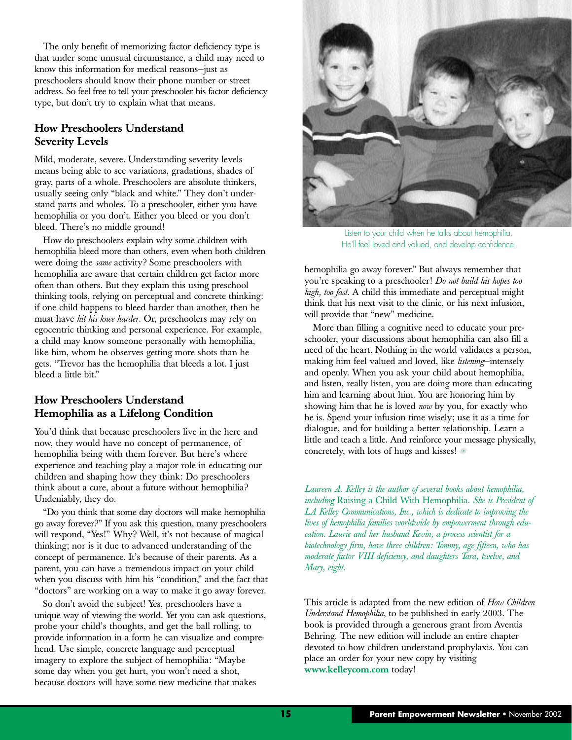The only benefit of memorizing factor deficiency type is that under some unusual circumstance, a child may need to know this information for medical reasons–just as preschoolers should know their phone number or street address. So feel free to tell your preschooler his factor deficiency type, but don't try to explain what that means.

## How Preschoolers Understand Severity Levels

Mild, moderate, severe. Understanding severity levels means being able to see variations, gradations, shades of gray, parts of a whole. Preschoolers are absolute thinkers, usually seeing only "black and white." They don't understand parts and wholes. To a preschooler, either you have hemophilia or you don't. Either you bleed or you don't bleed. There's no middle ground!

How do preschoolers explain why some children with hemophilia bleed more than others, even when both children were doing the *same* activity? Some preschoolers with hemophilia are aware that certain children get factor more often than others. But they explain this using preschool thinking tools, relying on perceptual and concrete thinking: if one child happens to bleed harder than another, then he must have *hit his knee harder*. Or, preschoolers may rely on egocentric thinking and personal experience. For example, a child may know someone personally with hemophilia, like him, whom he observes getting more shots than he gets. "Trevor has the hemophilia that bleeds a lot. I just bleed a little bit."

## How Preschoolers Understand Hemophilia as a Lifelong Condition

You'd think that because preschoolers live in the here and now, they would have no concept of permanence, of hemophilia being with them forever. But here's where experience and teaching play a major role in educating our children and shaping how they think: Do preschoolers think about a cure, about a future without hemophilia? Undeniably, they do.

"Do you think that some day doctors will make hemophilia go away forever?" If you ask this question, many preschoolers will respond, "Yes!" Why? Well, it's not because of magical thinking; nor is it due to advanced understanding of the concept of permanence. It's because of their parents. As a parent, you can have a tremendous impact on your child when you discuss with him his "condition," and the fact that "doctors" are working on a way to make it go away forever.

So don't avoid the subject! Yes, preschoolers have a unique way of viewing the world. Yet you can ask questions, probe your child's thoughts, and get the ball rolling, to provide information in a form he can visualize and comprehend. Use simple, concrete language and perceptual imagery to explore the subject of hemophilia: "Maybe some day when you get hurt, you won't need a shot, because doctors will have some new medicine that makes hemophilia go away forever." But always remember that you're speaking to a preschooler! *Do not build his hopes too high, too fast.* A child this immediate and perceptual might think that his next visit to the clinic, or his next infusion, will provide that "new" medicine.

Listen to your child when he talks about hemophilia. He'll feel loved and valued, and develop confidence.

More than filling a cognitive need to educate your preschooler, your discussions about hemophilia can also fill a need of the heart. Nothing in the world validates a person, making him feel valued and loved, like *listening*–intensely and openly. When you ask your child about hemophilia, and listen, really listen, you are doing more than educating him and learning about him. You are honoring him by showing him that he is loved *now* by you, for exactly who he is. Spend your infusion time wisely; use it as a time for dialogue, and for building a better relationship. Learn a little and teach a little. And reinforce your message physically, concretely, with lots of hugs and kisses!

*Laureen A. Kelley is the author of several books about hemophilia, including* Raising a Child With Hemophilia. *She is President of LA Kelley Communications, Inc., which is dedicate to improving the lives of hemophilia families worldwide by empowerment through education. Laurie and her husband Kevin, a process scientist for a biotechnology firm, have three children: Tommy, age fifteen, who has moderate factor VIII deficiency, and daughters Tara, twelve, and Mary, eight.*

This article is adapted from the new edition of *How Children Understand Hemophilia*, to be published in early 2003. The book is provided through a generous grant from Aventis Behring. The new edition will include an entire chapter devoted to how children understand prophylaxis. You can place an order for your new copy by visiting **www.kelleycom.com** today!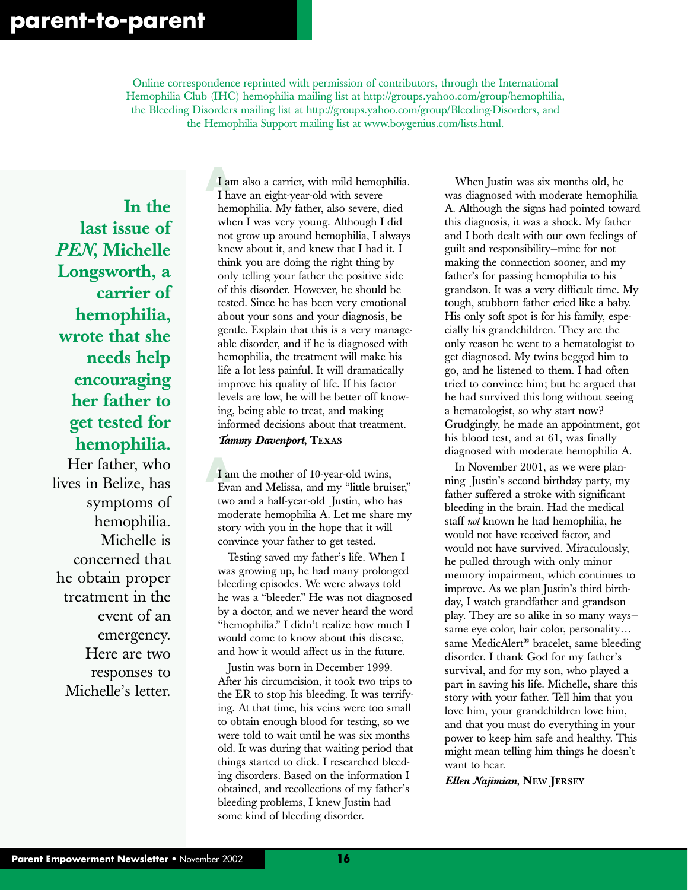# parent-to-parent

Online correspondence reprinted with permission of contributors, through the International Hemophilia Club (IHC) hemophilia mailing list at http://groups.yahoo.com/group/hemophilia, the Bleeding Disorders mailing list at http://groups.yahoo.com/group/Bleeding-Disorders, and the Hemophilia Support mailing list at www.boygenius.com/lists.html.

**In the last issue of *PEN*, Michelle Longsworth, a carrier of hemophilia, wrote that she needs help encouraging her father to get tested for hemophilia.** Her father, who lives in Belize, has symptoms of hemophilia. Michelle is concerned that he obtain proper treatment in the event of an emergency. Here are two responses to Michelle's letter.

**A** I am also a carrier, with mild hemophilia. I have an eight-year-old with severe hemophilia. My father, also severe, died when I was very young. Although I did not grow up around hemophilia, I always knew about it, and knew that I had it. I think you are doing the right thing by only telling your father the positive side of this disorder. However, he should be tested. Since he has been very emotional about your sons and your diagnosis, be gentle. Explain that this is a very manageable disorder, and if he is diagnosed with hemophilia, the treatment will make his life a lot less painful. It will dramatically improve his quality of life. If his factor levels are low, he will be better off knowing, being able to treat, and making informed decisions about that treatment.

***Tammy Davenport*, TEXAS**

**A** I am the mother of 10-year-old twins, Evan and Melissa, and my "little bruiser," two and a half-year-old Justin, who has moderate hemophilia A. Let me share my story with you in the hope that it will convince your father to get tested.

Testing saved my father's life. When I was growing up, he had many prolonged bleeding episodes. We were always told he was a "bleeder." He was not diagnosed by a doctor, and we never heard the word "hemophilia." I didn't realize how much I would come to know about this disease, and how it would affect us in the future.

Justin was born in December 1999. After his circumcision, it took two trips to the ER to stop his bleeding. It was terrifying. At that time, his veins were too small to obtain enough blood for testing, so we were told to wait until he was six months old. It was during that waiting period that things started to click. I researched bleeding disorders. Based on the information I obtained, and recollections of my father's bleeding problems, I knew Justin had some kind of bleeding disorder.

When Justin was six months old, he was diagnosed with moderate hemophilia A. Although the signs had pointed toward this diagnosis, it was a shock. My father and I both dealt with our own feelings of guilt and responsibility–mine for not making the connection sooner, and my father's for passing hemophilia to his grandson. It was a very difficult time. My tough, stubborn father cried like a baby. His only soft spot is for his family, especially his grandchildren. They are the only reason he went to a hematologist to get diagnosed. My twins begged him to go, and he listened to them. I had often tried to convince him; but he argued that he had survived this long without seeing a hematologist, so why start now? Grudgingly, he made an appointment, got his blood test, and at 61, was finally diagnosed with moderate hemophilia A.

In November 2001, as we were planning Justin's second birthday party, my father suffered a stroke with significant bleeding in the brain. Had the medical staff *not* known he had hemophilia, he would not have received factor, and would not have survived. Miraculously, he pulled through with only minor memory impairment, which continues to improve. As we plan Justin's third birthday, I watch grandfather and grandson play. They are so alike in so many ways–same eye color, hair color, personality… same MedicAlert® bracelet, same bleeding disorder. I thank God for my father's survival, and for my son, who played a part in saving his life. Michelle, share this story with your father. Tell him that you love him, your grandchildren love him, and that you must do everything in your power to keep him safe and healthy. This might mean telling him things he doesn't want to hear.

***Ellen Najimian,* NEW JERSEY**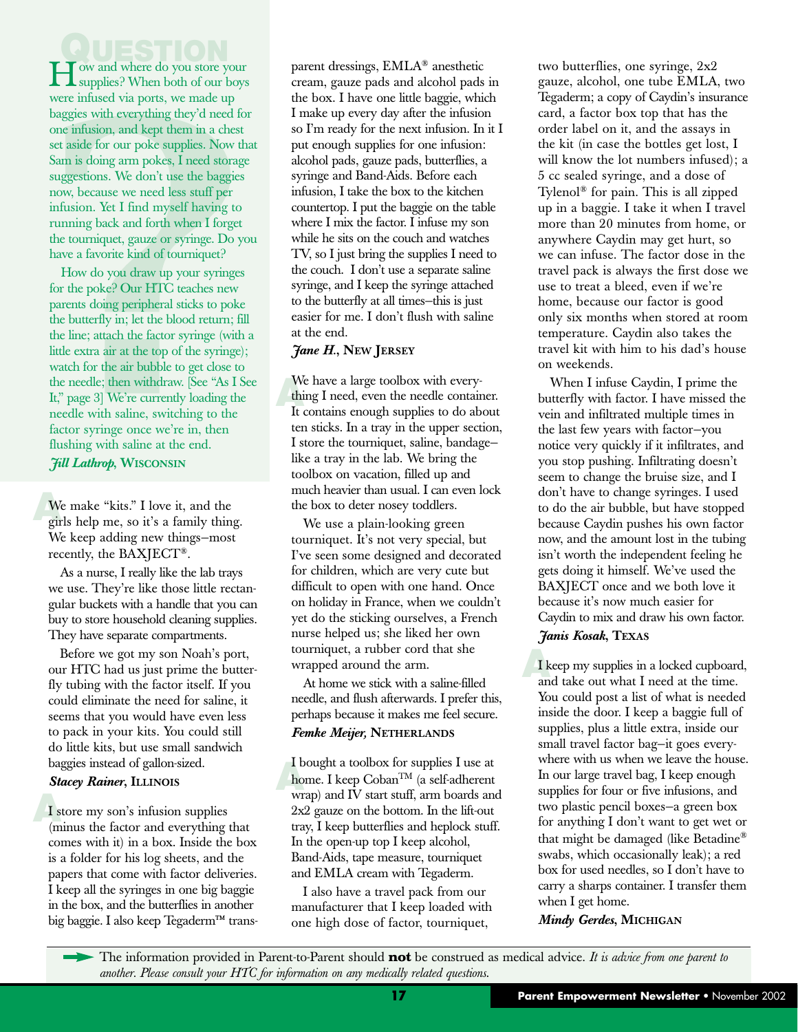## QUESTION

How and where do you store your supplies? When both of our boys were infused via ports, we made up baggies with everything they'd need for one infusion, and kept them in a chest set aside for our poke supplies. Now that Sam is doing arm pokes, I need storage suggestions. We don't use the baggies now, because we need less stuff per infusion. Yet I find myself having to running back and forth when I forget the tourniquet, gauze or syringe. Do you have a favorite kind of tourniquet?

How do you draw up your syringes for the poke? Our HTC teaches new parents doing peripheral sticks to poke the butterfly in; let the blood return; fill the line; attach the factor syringe (with a little extra air at the top of the syringe); watch for the air bubble to get close to the needle; then withdraw. [See "As I See It," page 3] We're currently loading the needle with saline, switching to the factor syringe once we're in, then flushing with saline at the end.

***Jill Lathrop*, WISCONSIN**

## A

We make "kits." I love it, and the girls help me, so it's a family thing. We keep adding new things–most recently, the BAXJECT®.

As a nurse, I really like the lab trays we use. They're like those little rectangular buckets with a handle that you can buy to store household cleaning supplies. They have separate compartments.

Before we got my son Noah's port, our HTC had us just prime the butterfly tubing with the factor itself. If you could eliminate the need for saline, it seems that you would have even less to pack in your kits. You could still do little kits, but use small sandwich baggies instead of gallon-sized.

***Stacey Rainer*, ILLINOIS**

## A

I store my son's infusion supplies (minus the factor and everything that comes with it) in a box. Inside the box is a folder for his log sheets, and the papers that come with factor deliveries. I keep all the syringes in one big baggie in the box, and the butterflies in another big baggie. I also keep Tegaderm™ transparent dressings, EMLA® anesthetic cream, gauze pads and alcohol pads in the box. I have one little baggie, which I make up every day after the infusion so I'm ready for the next infusion. In it I put enough supplies for one infusion: alcohol pads, gauze pads, butterflies, a syringe and Band-Aids. Before each infusion, I take the box to the kitchen countertop. I put the baggie on the table where I mix the factor. I infuse my son while he sits on the couch and watches TV, so I just bring the supplies I need to the couch. I don't use a separate saline syringe, and I keep the syringe attached to the butterfly at all times–this is just easier for me. I don't flush with saline at the end.

***Jane H.*, NEW JERSEY**

## A

We have a large toolbox with everything I need, even the needle container. It contains enough supplies to do about ten sticks. In a tray in the upper section, I store the tourniquet, saline, bandage–like a tray in the lab. We bring the toolbox on vacation, filled up and much heavier than usual. I can even lock the box to deter nosey toddlers.

We use a plain-looking green tourniquet. It's not very special, but I've seen some designed and decorated for children, which are very cute but difficult to open with one hand. Once on holiday in France, when we couldn't yet do the sticking ourselves, a French nurse helped us; she liked her own tourniquet, a rubber cord that she wrapped around the arm.

At home we stick with a saline-filled needle, and flush afterwards. I prefer this, perhaps because it makes me feel secure.

***Femke Meijer,* NETHERLANDS**

## A

I bought a toolbox for supplies I use at home. I keep Coban™ (a self-adherent wrap) and IV start stuff, arm boards and 2x2 gauze on the bottom. In the lift-out tray, I keep butterflies and heplock stuff. In the open-up top I keep alcohol, Band-Aids, tape measure, tourniquet and EMLA cream with Tegaderm.

I also have a travel pack from our manufacturer that I keep loaded with one high dose of factor, tourniquet, two butterflies, one syringe, 2x2 gauze, alcohol, one tube EMLA, two Tegaderm; a copy of Caydin's insurance card, a factor box top that has the order label on it, and the assays in the kit (in case the bottles get lost, I will know the lot numbers infused); a 5 cc sealed syringe, and a dose of Tylenol® for pain. This is all zipped up in a baggie. I take it when I travel more than 20 minutes from home, or anywhere Caydin may get hurt, so we can infuse. The factor dose in the travel pack is always the first dose we use to treat a bleed, even if we're home, because our factor is good only six months when stored at room temperature. Caydin also takes the travel kit with him to his dad's house on weekends.

When I infuse Caydin, I prime the butterfly with factor. I have missed the vein and infiltrated multiple times in the last few years with factor–you notice very quickly if it infiltrates, and you stop pushing. Infiltrating doesn't seem to change the bruise size, and I don't have to change syringes. I used to do the air bubble, but have stopped because Caydin pushes his own factor now, and the amount lost in the tubing isn't worth the independent feeling he gets doing it himself. We've used the BAXJECT once and we both love it because it's now much easier for Caydin to mix and draw his own factor.

***Janis Kosak*, TEXAS**

## A

I keep my supplies in a locked cupboard, and take out what I need at the time. You could post a list of what is needed inside the door. I keep a baggie full of supplies, plus a little extra, inside our small travel factor bag–it goes everywhere with us when we leave the house. In our large travel bag, I keep enough supplies for four or five infusions, and two plastic pencil boxes–a green box for anything I don't want to get wet or that might be damaged (like Betadine® swabs, which occasionally leak); a red box for used needles, so I don't have to carry a sharps container. I transfer them when I get home.

***Mindy Gerdes*, MICHIGAN**

The information provided in Parent-to-Parent should **not** be construed as medical advice. *It is advice from one parent to another. Please consult your HTC for information on any medically related questions.*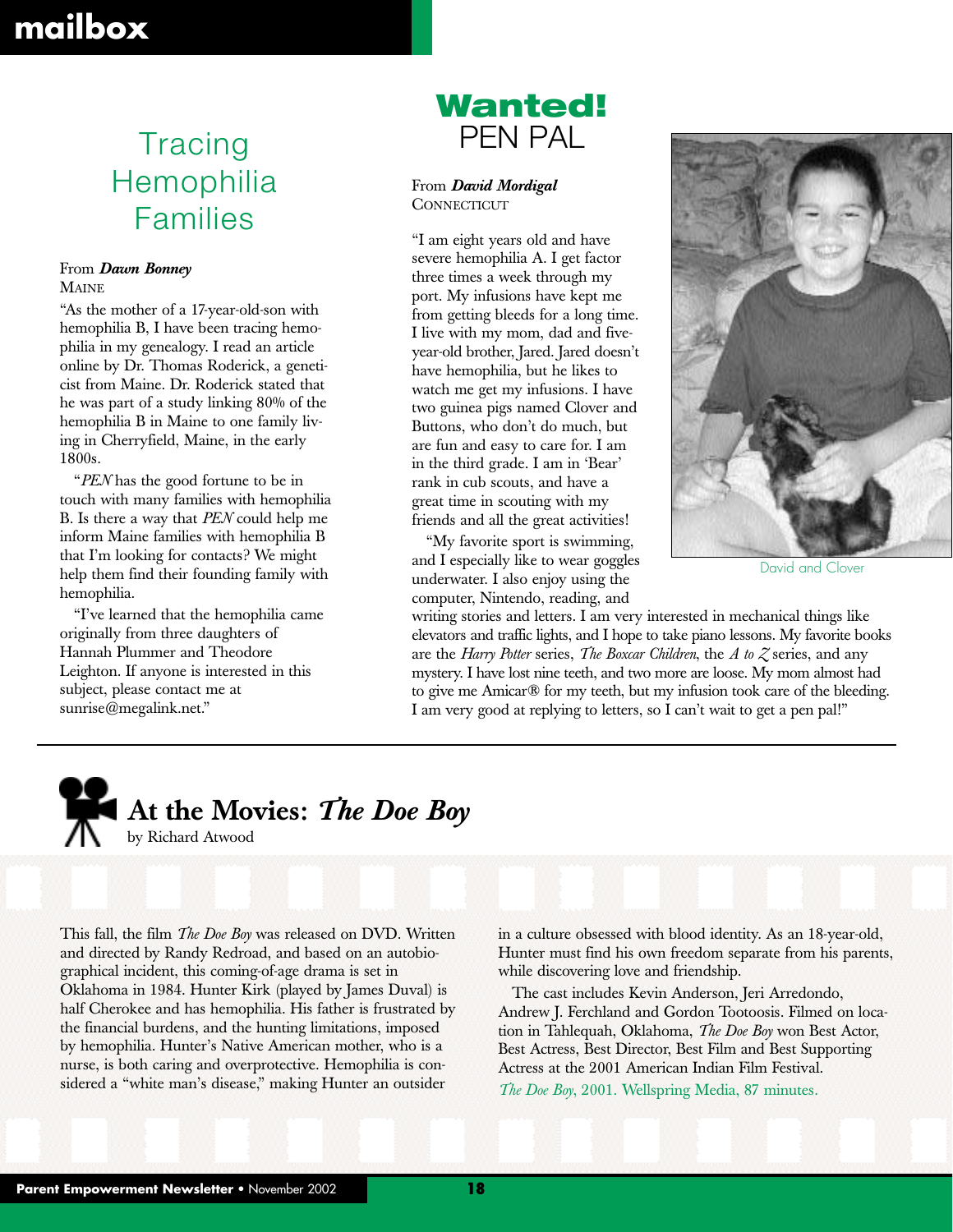# mailbox

## Tracing Hemophilia Families

From ***Dawn Bonney***
MAINE

"As the mother of a 17-year-old-son with hemophilia B, I have been tracing hemophilia in my genealogy. I read an article online by Dr. Thomas Roderick, a geneticist from Maine. Dr. Roderick stated that he was part of a study linking 80% of the hemophilia B in Maine to one family living in Cherryfield, Maine, in the early 1800s.

"*PEN* has the good fortune to be in touch with many families with hemophilia B. Is there a way that *PEN* could help me inform Maine families with hemophilia B that I'm looking for contacts? We might help them find their founding family with hemophilia.

"I've learned that the hemophilia came originally from three daughters of Hannah Plummer and Theodore Leighton. If anyone is interested in this subject, please contact me at sunrise@megalink.net."

## Wanted! PEN PAL

From ***David Mordigal***
CONNECTICUT

"I am eight years old and have severe hemophilia A. I get factor three times a week through my port. My infusions have kept me from getting bleeds for a long time. I live with my mom, dad and five-year-old brother, Jared. Jared doesn't have hemophilia, but he likes to watch me get my infusions. I have two guinea pigs named Clover and Buttons, who don't do much, but are fun and easy to care for. I am in the third grade. I am in 'Bear' rank in cub scouts, and have a great time in scouting with my friends and all the great activities!

"My favorite sport is swimming, and I especially like to wear goggles underwater. I also enjoy using the computer, Nintendo, reading, and writing stories and letters. I am very interested in mechanical things like elevators and traffic lights, and I hope to take piano lessons. My favorite books are the *Harry Potter* series, *The Boxcar Children*, the *A to Z* series, and any mystery. I have lost nine teeth, and two more are loose. My mom almost had to give me Amicar® for my teeth, but my infusion took care of the bleeding. I am very good at replying to letters, so I can't wait to get a pen pal!"

David and Clover

## At the Movies: *The Doe Boy*

by Richard Atwood

This fall, the film *The Doe Boy* was released on DVD. Written and directed by Randy Redroad, and based on an autobiographical incident, this coming-of-age drama is set in Oklahoma in 1984. Hunter Kirk (played by James Duval) is half Cherokee and has hemophilia. His father is frustrated by the financial burdens, and the hunting limitations, imposed by hemophilia. Hunter's Native American mother, who is a nurse, is both caring and overprotective. Hemophilia is considered a "white man's disease," making Hunter an outsider in a culture obsessed with blood identity. As an 18-year-old, Hunter must find his own freedom separate from his parents, while discovering love and friendship.

The cast includes Kevin Anderson, Jeri Arredondo, Andrew J. Ferchland and Gordon Tootoosis. Filmed on location in Tahlequah, Oklahoma, *The Doe Boy* won Best Actor, Best Actress, Best Director, Best Film and Best Supporting Actress at the 2001 American Indian Film Festival.

*The Doe Boy*, 2001. Wellspring Media, 87 minutes.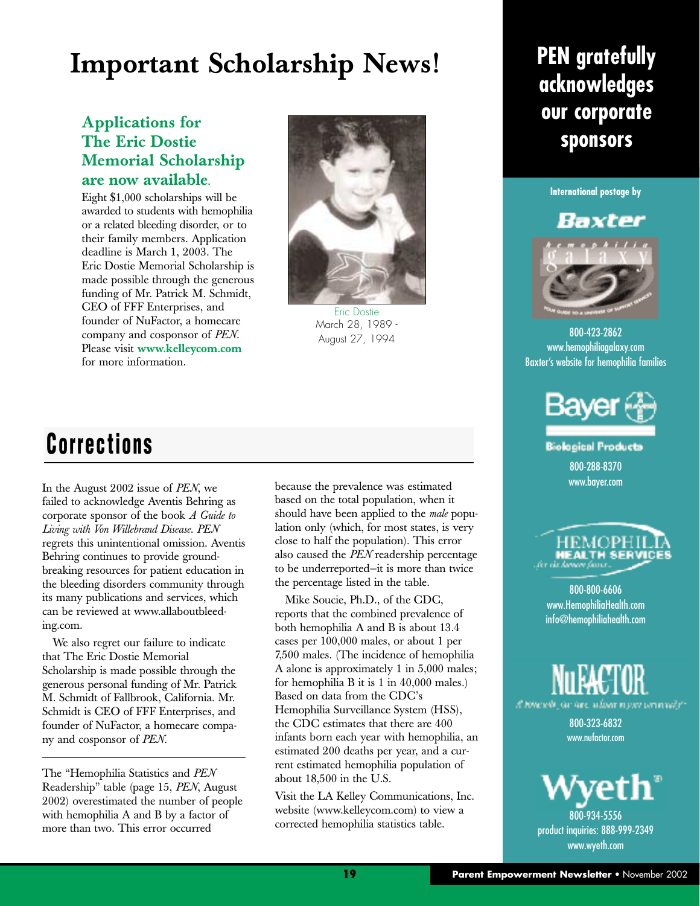# Important Scholarship News!

### Applications for The Eric Dostie Memorial Scholarship are now available.

Eight $1,000 scholarships will be awarded to students with hemophilia or a related bleeding disorder, or to their family members. Application deadline is March 1, 2003. The Eric Dostie Memorial Scholarship is made possible through the generous funding of Mr. Patrick M. Schmidt, CEO of FFF Enterprises, and founder of NuFactor, a homecare company and cosponsor of *PEN*. Please visit **www.kelleycom.com** for more information.

Eric Dostie
March 28, 1989 - August 27, 1994

# Corrections

In the August 2002 issue of *PEN*, we failed to acknowledge Aventis Behring as corporate sponsor of the book *A Guide to Living with Von Willebrand Disease*. *PEN* regrets this unintentional omission. Aventis Behring continues to provide groundbreaking resources for patient education in the bleeding disorders community through its many publications and services, which can be reviewed at www.allaboutbleeding.com.

We also regret our failure to indicate that The Eric Dostie Memorial Scholarship is made possible through the generous personal funding of Mr. Patrick M. Schmidt of Fallbrook, California. Mr. Schmidt is CEO of FFF Enterprises, and founder of NuFactor, a homecare company and cosponsor of *PEN*.

---

The "Hemophilia Statistics and *PEN* Readership" table (page 15, *PEN*, August 2002) overestimated the number of people with hemophilia A and B by a factor of more than two. This error occurred because the prevalence was estimated based on the total population, when it should have been applied to the *male* population only (which, for most states, is very close to half the population). This error also caused the *PEN* readership percentage to be underreported–it is more than twice the percentage listed in the table.

Mike Soucie, Ph.D., of the CDC, reports that the combined prevalence of both hemophilia A and B is about 13.4 cases per 100,000 males, or about 1 per 7,500 males. (The incidence of hemophilia A alone is approximately 1 in 5,000 males; for hemophilia B it is 1 in 40,000 males.) Based on data from the CDC's Hemophilia Surveillance System (HSS), the CDC estimates that there are 400 infants born each year with hemophilia, an estimated 200 deaths per year, and a current estimated hemophilia population of about 18,500 in the U.S.

Visit the LA Kelley Communications, Inc. website (www.kelleycom.com) to view a corrected hemophilia statistics table.

## PEN gratefully acknowledges our corporate sponsors

International postage by

**Baxter**

hemophilia galaxy

800-423-2862
www.hemophiliagalaxy.com
Baxter's website for hemophilia families

**Bayer**
Biological Products
800-288-8370
www.bayer.com

**Hemophilia Health Services**
800-800-6606
www.HemophiliaHealth.com
info@hemophiliahealth.com

**NuFACTOR**
800-323-6832
www.nufactor.com

**Wyeth**
800-934-5556
product inquiries: 888-999-2349
www.wyeth.com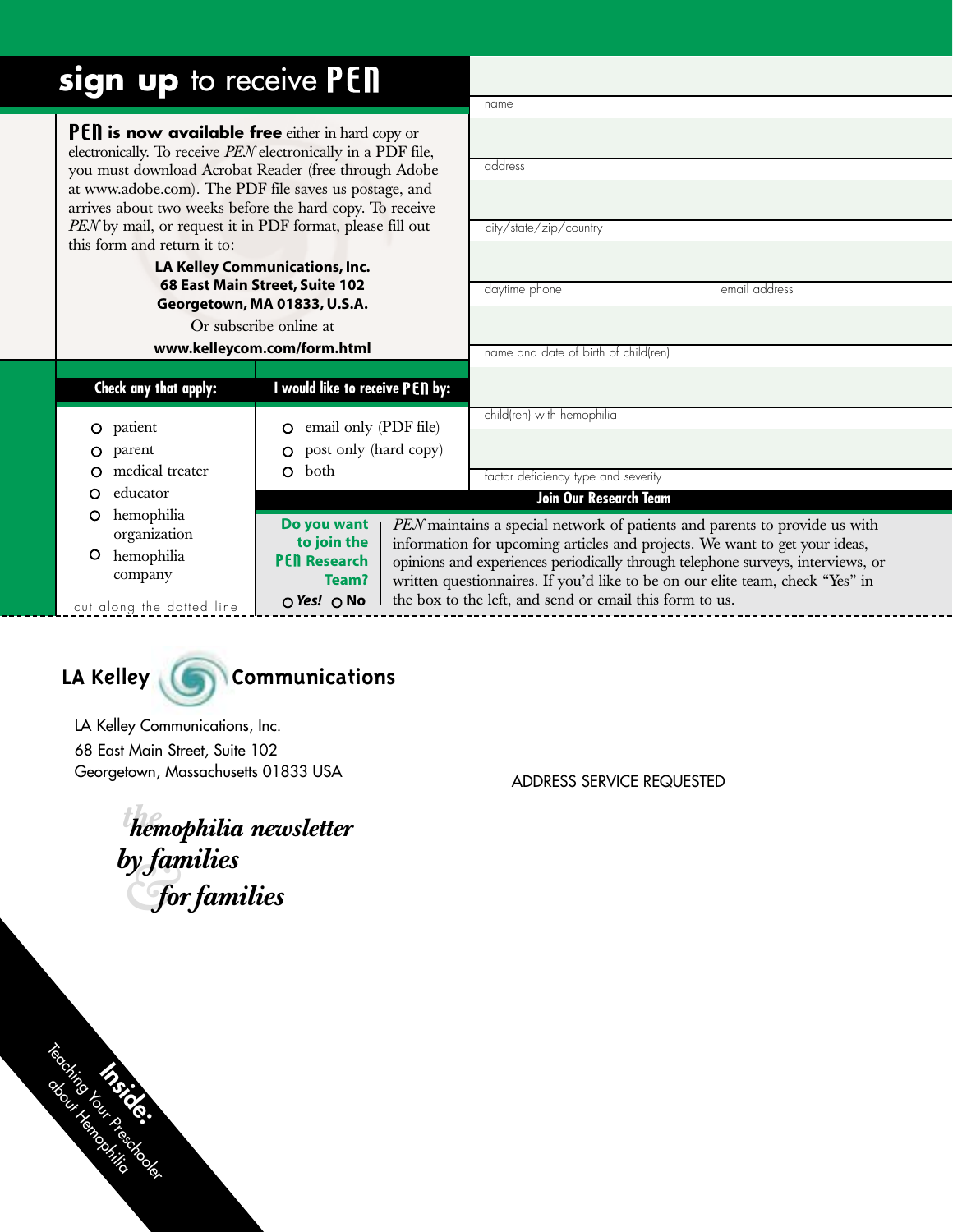## sign up to receive PEN

**PEN is now available free** either in hard copy or electronically. To receive *PEN* electronically in a PDF file, you must download Acrobat Reader (free through Adobe at www.adobe.com). The PDF file saves us postage, and arrives about two weeks before the hard copy. To receive *PEN* by mail, or request it in PDF format, please fill out this form and return it to:

**LA Kelley Communications, Inc.**
**68 East Main Street, Suite 102**
**Georgetown, MA 01833, U.S.A.**

Or subscribe online at
**www.kelleycom.com/form.html**

name

address

city/state/zip/country

daytime phone | email address

name and date of birth of child(ren)

child(ren) with hemophilia

factor deficiency type and severity

**Check any that apply:**

- O patient
- O parent
- O medical treater
- O educator
- O hemophilia organization
- O hemophilia company

**I would like to receive PEN by:**

- O email only (PDF file)
- O post only (hard copy)
- O both

**Join Our Research Team**

**Do you want to join the PEN Research Team?**

O ***Yes!*** O **No**

*PEN* maintains a special network of patients and parents to provide us with information for upcoming articles and projects. We want to get your ideas, opinions and experiences periodically through telephone surveys, interviews, or written questionnaires. If you'd like to be on our elite team, check "Yes" in the box to the left, and send or email this form to us.

cut along the dotted line

**LA Kelley Communications**

LA Kelley Communications, Inc.
68 East Main Street, Suite 102
Georgetown, Massachusetts 01833 USA

ADDRESS SERVICE REQUESTED

*the hemophilia newsletter by families & for families*

**Inside:** Teaching Your Preschooler about Hemophilia